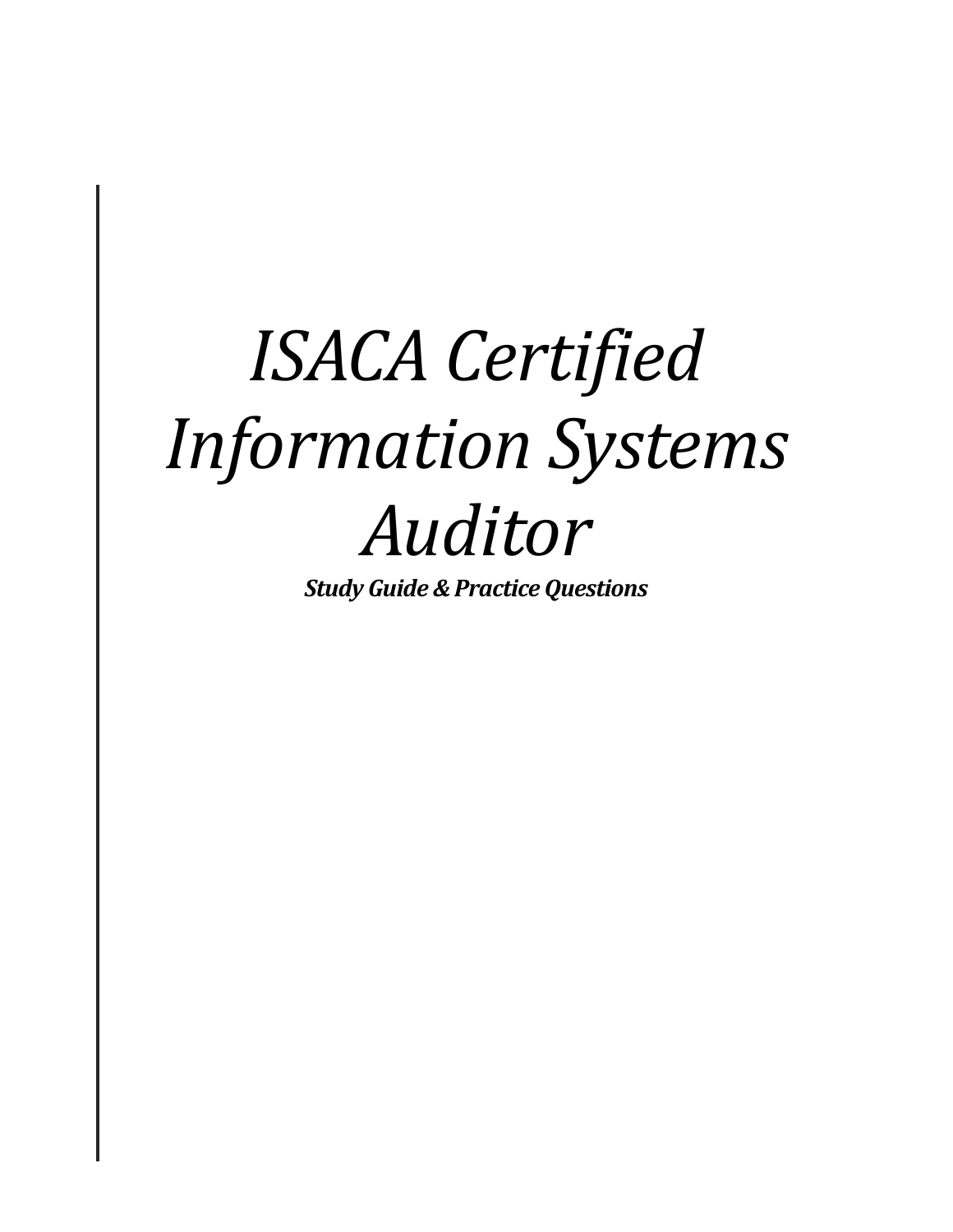# *ISACA Certified Information Systems Auditor*

***Study Guide & Practice Questions***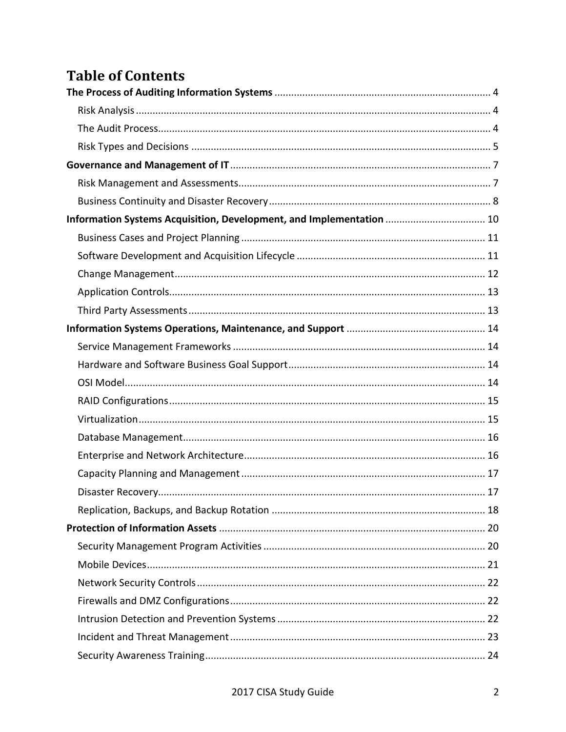# Table of Contents

**The Process of Auditing Information Systems** ..... 4

- Risk Analysis ..... 4
- The Audit Process ..... 4
- Risk Types and Decisions ..... 5

**Governance and Management of IT** ..... 7

- Risk Management and Assessments ..... 7
- Business Continuity and Disaster Recovery ..... 8

**Information Systems Acquisition, Development, and Implementation** ..... 10

- Business Cases and Project Planning ..... 11
- Software Development and Acquisition Lifecycle ..... 11
- Change Management ..... 12
- Application Controls ..... 13
- Third Party Assessments ..... 13

**Information Systems Operations, Maintenance, and Support** ..... 14

- Service Management Frameworks ..... 14
- Hardware and Software Business Goal Support ..... 14
- OSI Model ..... 14
- RAID Configurations ..... 15
- Virtualization ..... 15
- Database Management ..... 16
- Enterprise and Network Architecture ..... 16
- Capacity Planning and Management ..... 17
- Disaster Recovery ..... 17
- Replication, Backups, and Backup Rotation ..... 18

**Protection of Information Assets** ..... 20

- Security Management Program Activities ..... 20
- Mobile Devices ..... 21
- Network Security Controls ..... 22
- Firewalls and DMZ Configurations ..... 22
- Intrusion Detection and Prevention Systems ..... 22
- Incident and Threat Management ..... 23
- Security Awareness Training ..... 24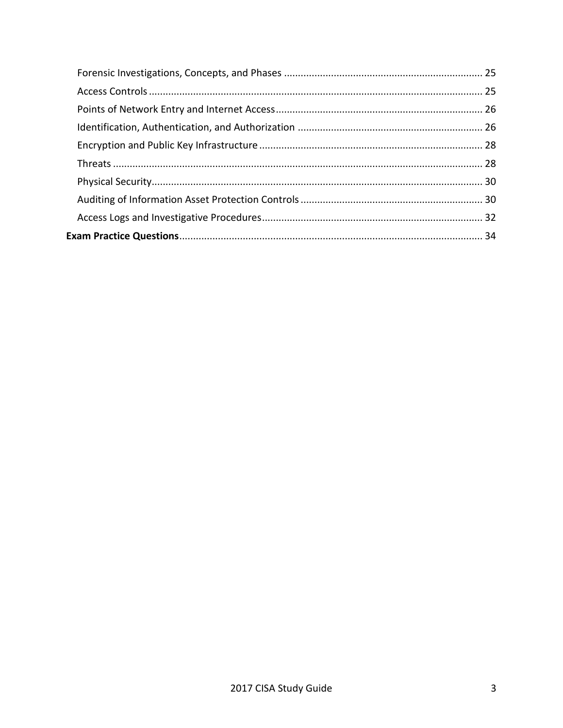- Forensic Investigations, Concepts, and Phases ........................................................................ 25
- Access Controls ........................................................................................................................ 25
- Points of Network Entry and Internet Access........................................................................... 26
- Identification, Authentication, and Authorization ................................................................... 26
- Encryption and Public Key Infrastructure ................................................................................. 28
- Threats ..................................................................................................................................... 28
- Physical Security........................................................................................................................ 30
- Auditing of Information Asset Protection Controls .................................................................. 30
- Access Logs and Investigative Procedures................................................................................ 32

**Exam Practice Questions**.............................................................................................................. 34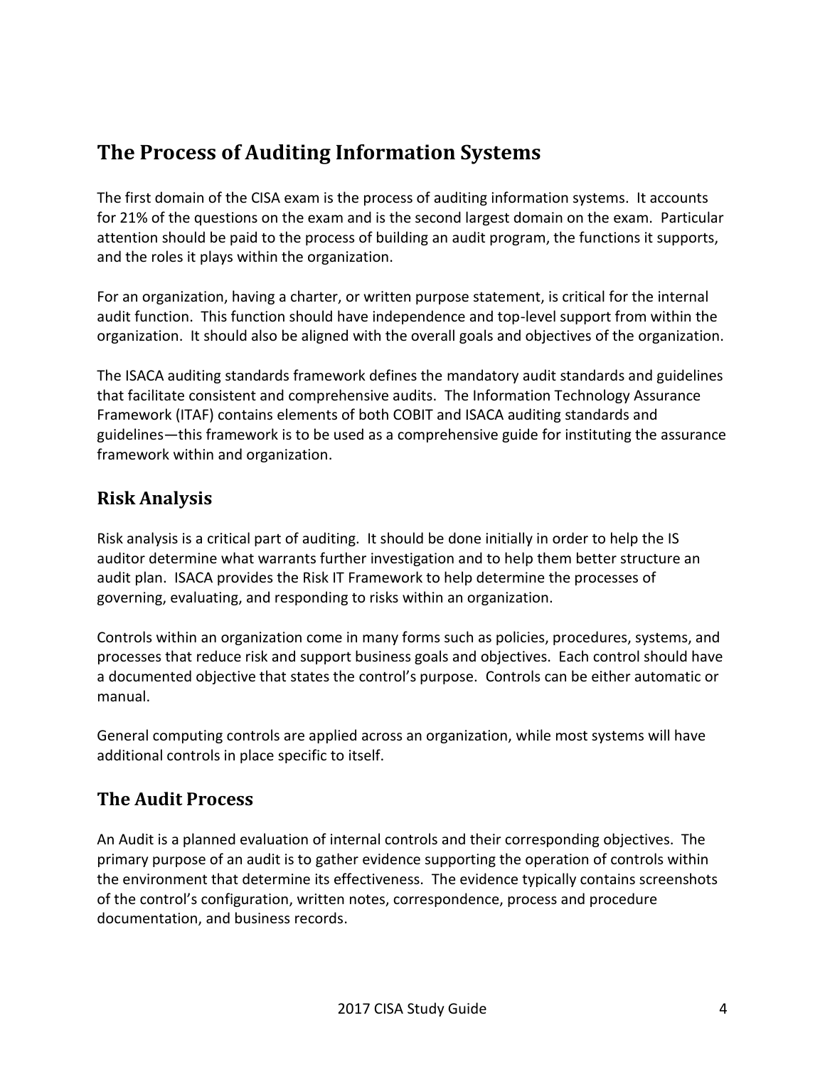# The Process of Auditing Information Systems

The first domain of the CISA exam is the process of auditing information systems. It accounts for 21% of the questions on the exam and is the second largest domain on the exam. Particular attention should be paid to the process of building an audit program, the functions it supports, and the roles it plays within the organization.

For an organization, having a charter, or written purpose statement, is critical for the internal audit function. This function should have independence and top-level support from within the organization. It should also be aligned with the overall goals and objectives of the organization.

The ISACA auditing standards framework defines the mandatory audit standards and guidelines that facilitate consistent and comprehensive audits. The Information Technology Assurance Framework (ITAF) contains elements of both COBIT and ISACA auditing standards and guidelines—this framework is to be used as a comprehensive guide for instituting the assurance framework within and organization.

## Risk Analysis

Risk analysis is a critical part of auditing. It should be done initially in order to help the IS auditor determine what warrants further investigation and to help them better structure an audit plan. ISACA provides the Risk IT Framework to help determine the processes of governing, evaluating, and responding to risks within an organization.

Controls within an organization come in many forms such as policies, procedures, systems, and processes that reduce risk and support business goals and objectives. Each control should have a documented objective that states the control's purpose. Controls can be either automatic or manual.

General computing controls are applied across an organization, while most systems will have additional controls in place specific to itself.

## The Audit Process

An Audit is a planned evaluation of internal controls and their corresponding objectives. The primary purpose of an audit is to gather evidence supporting the operation of controls within the environment that determine its effectiveness. The evidence typically contains screenshots of the control's configuration, written notes, correspondence, process and procedure documentation, and business records.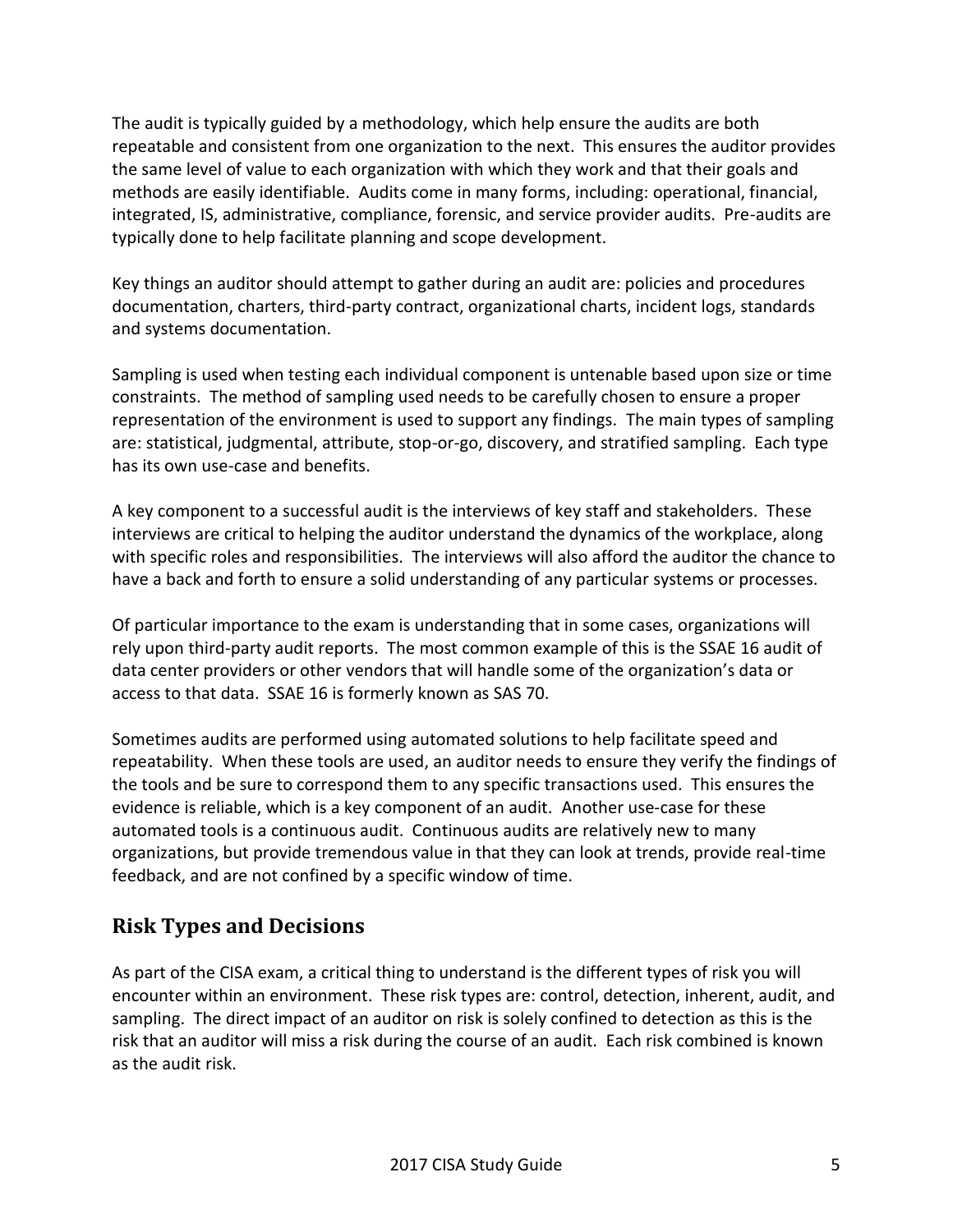The audit is typically guided by a methodology, which help ensure the audits are both repeatable and consistent from one organization to the next. This ensures the auditor provides the same level of value to each organization with which they work and that their goals and methods are easily identifiable. Audits come in many forms, including: operational, financial, integrated, IS, administrative, compliance, forensic, and service provider audits. Pre-audits are typically done to help facilitate planning and scope development.

Key things an auditor should attempt to gather during an audit are: policies and procedures documentation, charters, third-party contract, organizational charts, incident logs, standards and systems documentation.

Sampling is used when testing each individual component is untenable based upon size or time constraints. The method of sampling used needs to be carefully chosen to ensure a proper representation of the environment is used to support any findings. The main types of sampling are: statistical, judgmental, attribute, stop-or-go, discovery, and stratified sampling. Each type has its own use-case and benefits.

A key component to a successful audit is the interviews of key staff and stakeholders. These interviews are critical to helping the auditor understand the dynamics of the workplace, along with specific roles and responsibilities. The interviews will also afford the auditor the chance to have a back and forth to ensure a solid understanding of any particular systems or processes.

Of particular importance to the exam is understanding that in some cases, organizations will rely upon third-party audit reports. The most common example of this is the SSAE 16 audit of data center providers or other vendors that will handle some of the organization's data or access to that data. SSAE 16 is formerly known as SAS 70.

Sometimes audits are performed using automated solutions to help facilitate speed and repeatability. When these tools are used, an auditor needs to ensure they verify the findings of the tools and be sure to correspond them to any specific transactions used. This ensures the evidence is reliable, which is a key component of an audit. Another use-case for these automated tools is a continuous audit. Continuous audits are relatively new to many organizations, but provide tremendous value in that they can look at trends, provide real-time feedback, and are not confined by a specific window of time.

## Risk Types and Decisions

As part of the CISA exam, a critical thing to understand is the different types of risk you will encounter within an environment. These risk types are: control, detection, inherent, audit, and sampling. The direct impact of an auditor on risk is solely confined to detection as this is the risk that an auditor will miss a risk during the course of an audit. Each risk combined is known as the audit risk.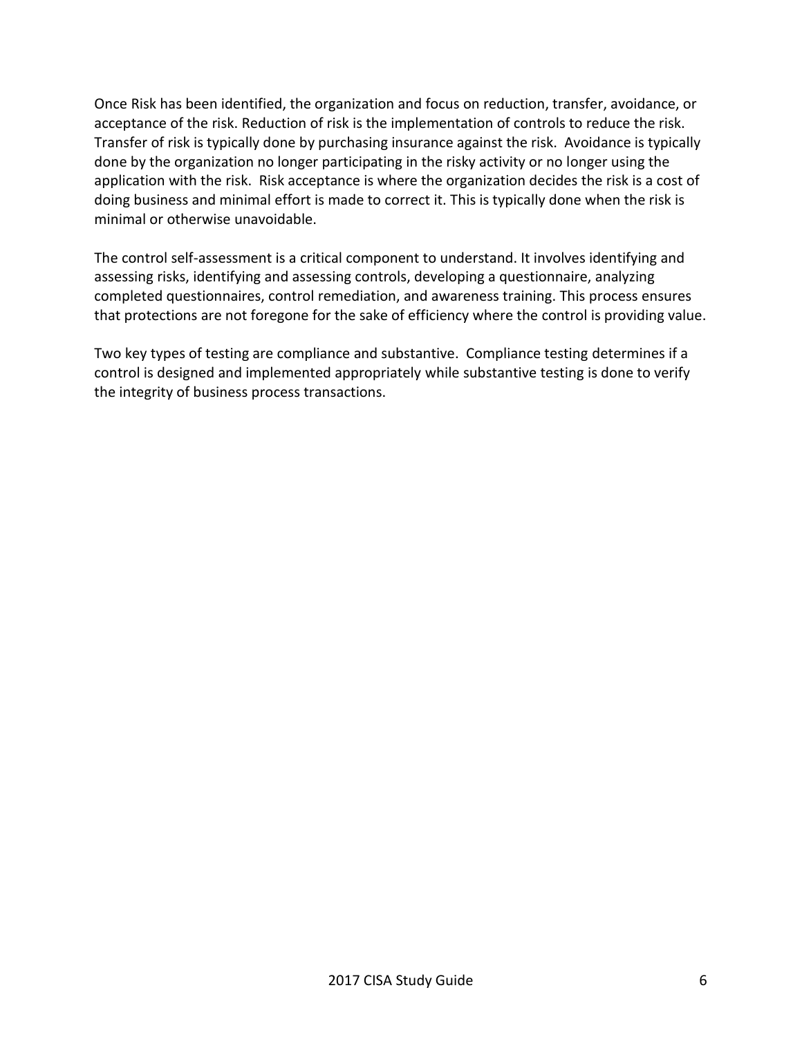Once Risk has been identified, the organization and focus on reduction, transfer, avoidance, or acceptance of the risk. Reduction of risk is the implementation of controls to reduce the risk. Transfer of risk is typically done by purchasing insurance against the risk. Avoidance is typically done by the organization no longer participating in the risky activity or no longer using the application with the risk. Risk acceptance is where the organization decides the risk is a cost of doing business and minimal effort is made to correct it. This is typically done when the risk is minimal or otherwise unavoidable.

The control self-assessment is a critical component to understand. It involves identifying and assessing risks, identifying and assessing controls, developing a questionnaire, analyzing completed questionnaires, control remediation, and awareness training. This process ensures that protections are not foregone for the sake of efficiency where the control is providing value.

Two key types of testing are compliance and substantive. Compliance testing determines if a control is designed and implemented appropriately while substantive testing is done to verify the integrity of business process transactions.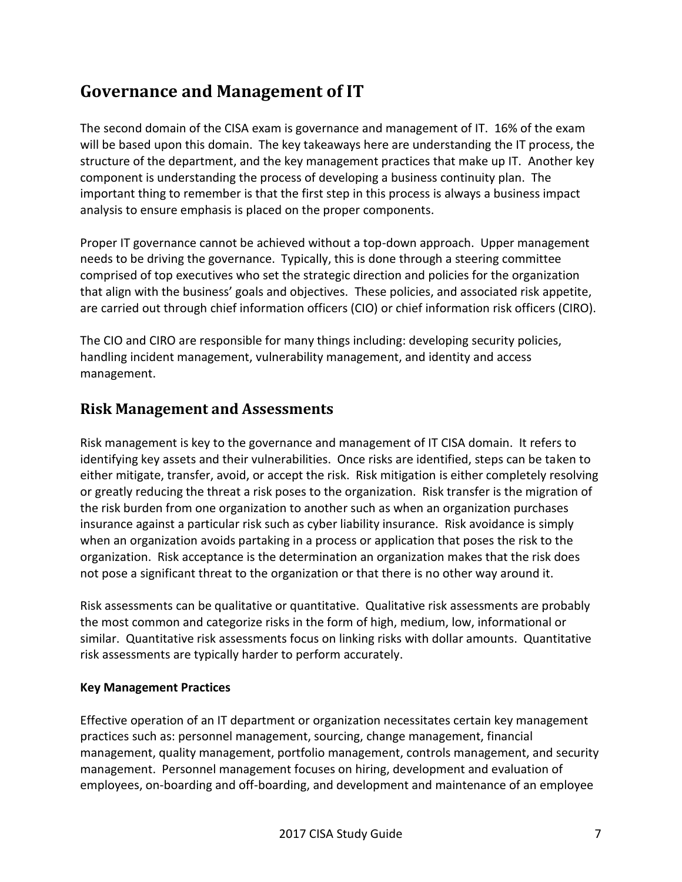## Governance and Management of IT

The second domain of the CISA exam is governance and management of IT. 16% of the exam will be based upon this domain. The key takeaways here are understanding the IT process, the structure of the department, and the key management practices that make up IT. Another key component is understanding the process of developing a business continuity plan. The important thing to remember is that the first step in this process is always a business impact analysis to ensure emphasis is placed on the proper components.

Proper IT governance cannot be achieved without a top-down approach. Upper management needs to be driving the governance. Typically, this is done through a steering committee comprised of top executives who set the strategic direction and policies for the organization that align with the business' goals and objectives. These policies, and associated risk appetite, are carried out through chief information officers (CIO) or chief information risk officers (CIRO).

The CIO and CIRO are responsible for many things including: developing security policies, handling incident management, vulnerability management, and identity and access management.

## Risk Management and Assessments

Risk management is key to the governance and management of IT CISA domain. It refers to identifying key assets and their vulnerabilities. Once risks are identified, steps can be taken to either mitigate, transfer, avoid, or accept the risk. Risk mitigation is either completely resolving or greatly reducing the threat a risk poses to the organization. Risk transfer is the migration of the risk burden from one organization to another such as when an organization purchases insurance against a particular risk such as cyber liability insurance. Risk avoidance is simply when an organization avoids partaking in a process or application that poses the risk to the organization. Risk acceptance is the determination an organization makes that the risk does not pose a significant threat to the organization or that there is no other way around it.

Risk assessments can be qualitative or quantitative. Qualitative risk assessments are probably the most common and categorize risks in the form of high, medium, low, informational or similar. Quantitative risk assessments focus on linking risks with dollar amounts. Quantitative risk assessments are typically harder to perform accurately.

**Key Management Practices**

Effective operation of an IT department or organization necessitates certain key management practices such as: personnel management, sourcing, change management, financial management, quality management, portfolio management, controls management, and security management. Personnel management focuses on hiring, development and evaluation of employees, on-boarding and off-boarding, and development and maintenance of an employee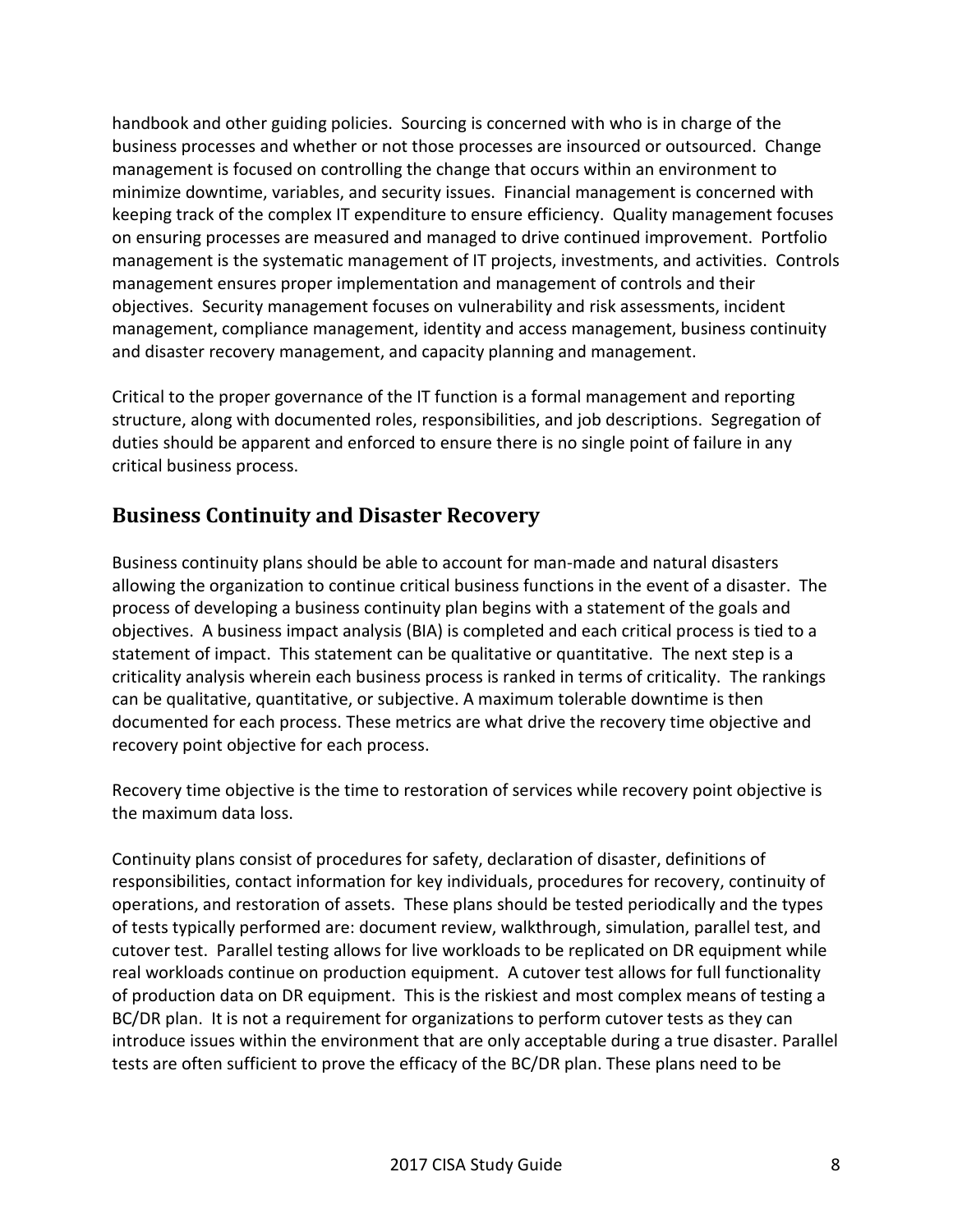handbook and other guiding policies. Sourcing is concerned with who is in charge of the business processes and whether or not those processes are insourced or outsourced. Change management is focused on controlling the change that occurs within an environment to minimize downtime, variables, and security issues. Financial management is concerned with keeping track of the complex IT expenditure to ensure efficiency. Quality management focuses on ensuring processes are measured and managed to drive continued improvement. Portfolio management is the systematic management of IT projects, investments, and activities. Controls management ensures proper implementation and management of controls and their objectives. Security management focuses on vulnerability and risk assessments, incident management, compliance management, identity and access management, business continuity and disaster recovery management, and capacity planning and management.

Critical to the proper governance of the IT function is a formal management and reporting structure, along with documented roles, responsibilities, and job descriptions. Segregation of duties should be apparent and enforced to ensure there is no single point of failure in any critical business process.

## Business Continuity and Disaster Recovery

Business continuity plans should be able to account for man-made and natural disasters allowing the organization to continue critical business functions in the event of a disaster. The process of developing a business continuity plan begins with a statement of the goals and objectives. A business impact analysis (BIA) is completed and each critical process is tied to a statement of impact. This statement can be qualitative or quantitative. The next step is a criticality analysis wherein each business process is ranked in terms of criticality. The rankings can be qualitative, quantitative, or subjective. A maximum tolerable downtime is then documented for each process. These metrics are what drive the recovery time objective and recovery point objective for each process.

Recovery time objective is the time to restoration of services while recovery point objective is the maximum data loss.

Continuity plans consist of procedures for safety, declaration of disaster, definitions of responsibilities, contact information for key individuals, procedures for recovery, continuity of operations, and restoration of assets. These plans should be tested periodically and the types of tests typically performed are: document review, walkthrough, simulation, parallel test, and cutover test. Parallel testing allows for live workloads to be replicated on DR equipment while real workloads continue on production equipment. A cutover test allows for full functionality of production data on DR equipment. This is the riskiest and most complex means of testing a BC/DR plan. It is not a requirement for organizations to perform cutover tests as they can introduce issues within the environment that are only acceptable during a true disaster. Parallel tests are often sufficient to prove the efficacy of the BC/DR plan. These plans need to be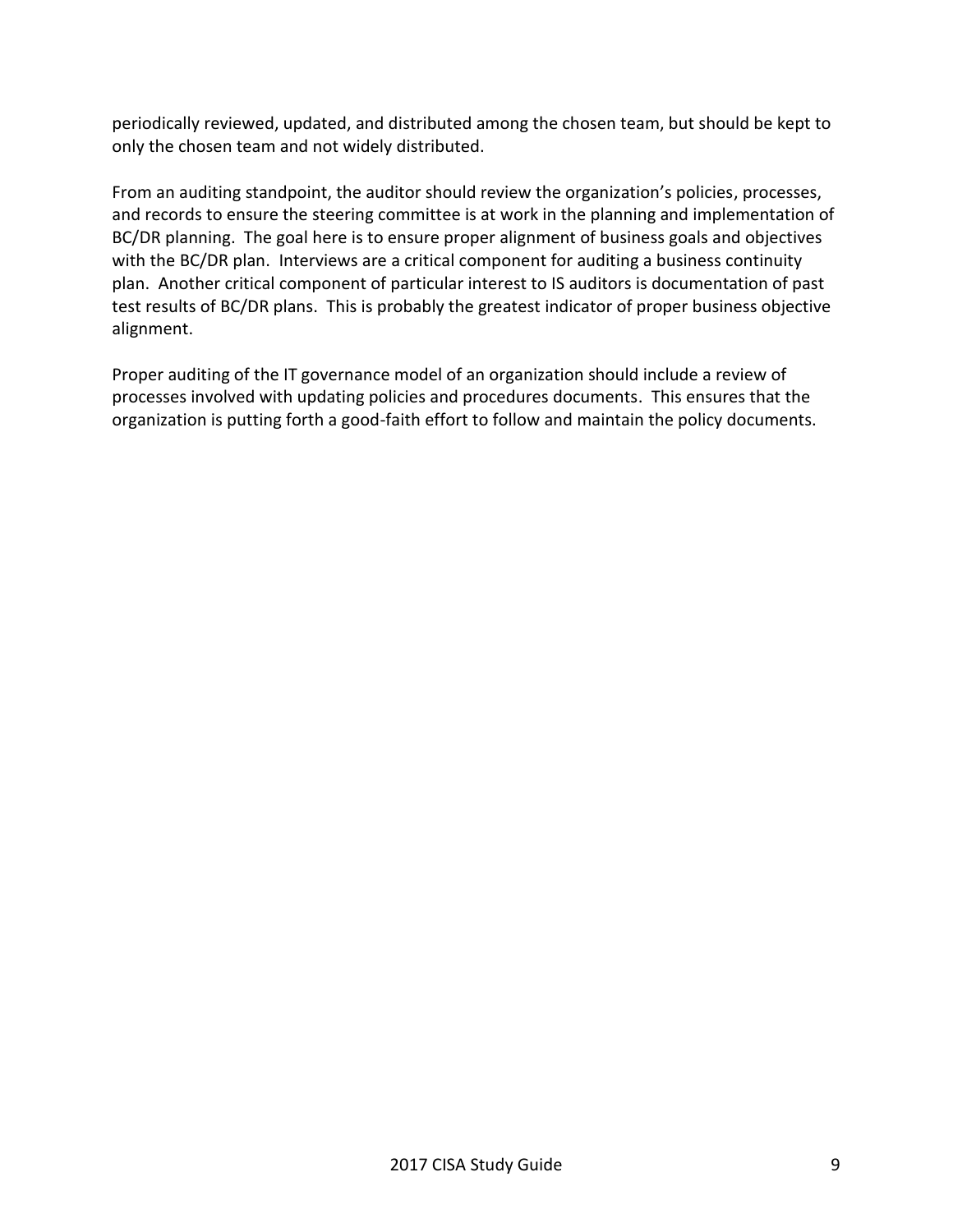periodically reviewed, updated, and distributed among the chosen team, but should be kept to only the chosen team and not widely distributed.

From an auditing standpoint, the auditor should review the organization's policies, processes, and records to ensure the steering committee is at work in the planning and implementation of BC/DR planning. The goal here is to ensure proper alignment of business goals and objectives with the BC/DR plan. Interviews are a critical component for auditing a business continuity plan. Another critical component of particular interest to IS auditors is documentation of past test results of BC/DR plans. This is probably the greatest indicator of proper business objective alignment.

Proper auditing of the IT governance model of an organization should include a review of processes involved with updating policies and procedures documents. This ensures that the organization is putting forth a good-faith effort to follow and maintain the policy documents.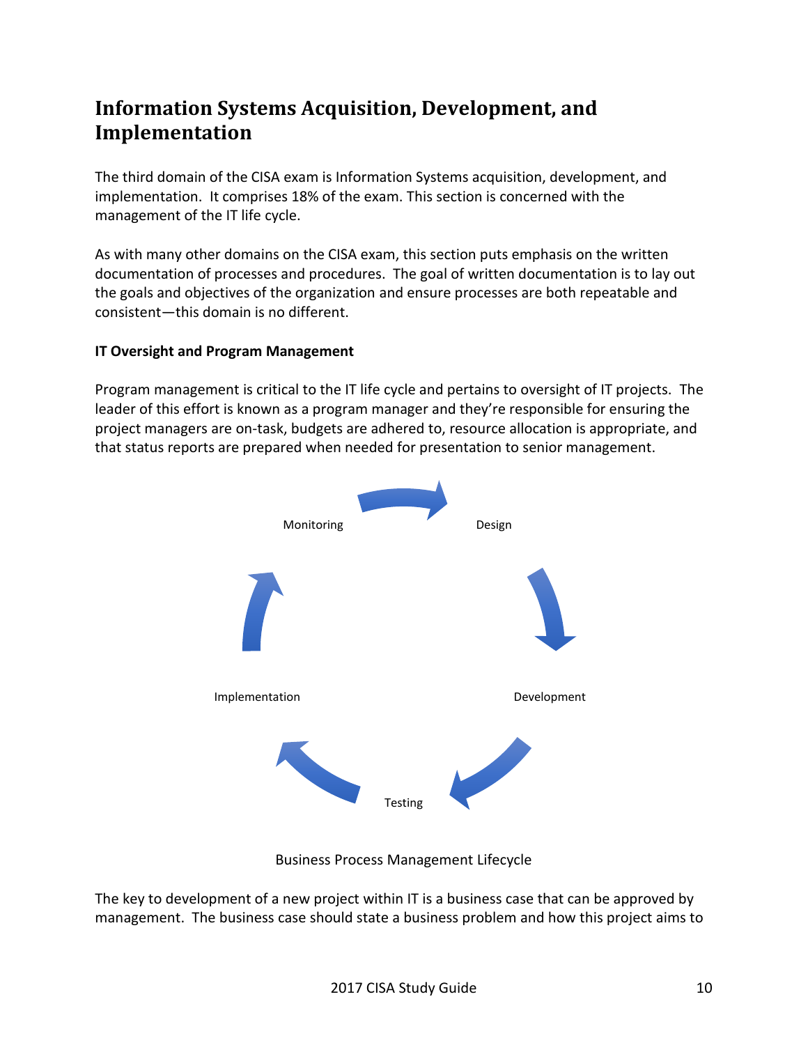# Information Systems Acquisition, Development, and Implementation

The third domain of the CISA exam is Information Systems acquisition, development, and implementation. It comprises 18% of the exam. This section is concerned with the management of the IT life cycle.

As with many other domains on the CISA exam, this section puts emphasis on the written documentation of processes and procedures. The goal of written documentation is to lay out the goals and objectives of the organization and ensure processes are both repeatable and consistent—this domain is no different.

**IT Oversight and Program Management**

Program management is critical to the IT life cycle and pertains to oversight of IT projects. The leader of this effort is known as a program manager and they're responsible for ensuring the project managers are on-task, budgets are adhered to, resource allocation is appropriate, and that status reports are prepared when needed for presentation to senior management.

Monitoring → Design → Development → Testing → Implementation → Monitoring

Business Process Management Lifecycle

The key to development of a new project within IT is a business case that can be approved by management. The business case should state a business problem and how this project aims to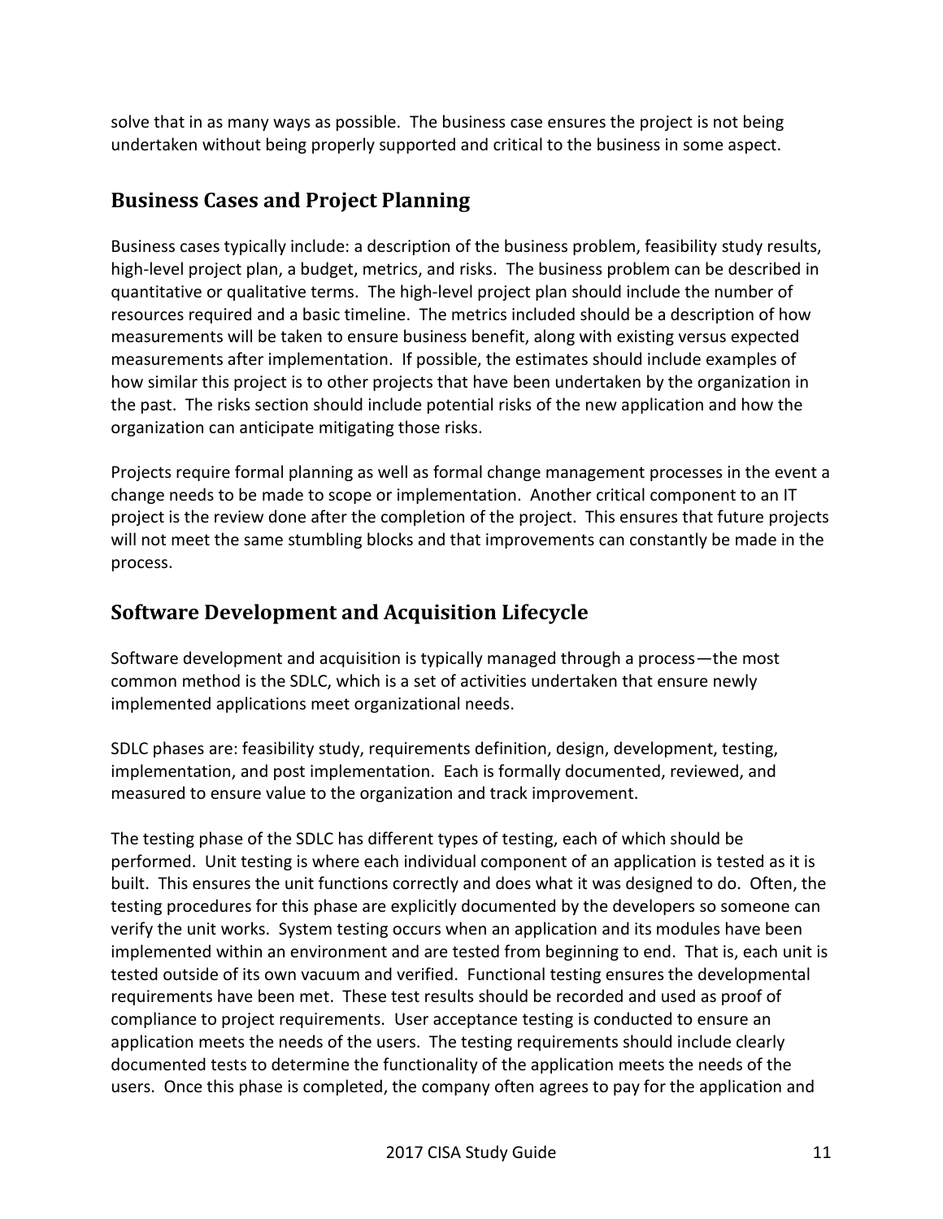solve that in as many ways as possible. The business case ensures the project is not being undertaken without being properly supported and critical to the business in some aspect.

## Business Cases and Project Planning

Business cases typically include: a description of the business problem, feasibility study results, high-level project plan, a budget, metrics, and risks. The business problem can be described in quantitative or qualitative terms. The high-level project plan should include the number of resources required and a basic timeline. The metrics included should be a description of how measurements will be taken to ensure business benefit, along with existing versus expected measurements after implementation. If possible, the estimates should include examples of how similar this project is to other projects that have been undertaken by the organization in the past. The risks section should include potential risks of the new application and how the organization can anticipate mitigating those risks.

Projects require formal planning as well as formal change management processes in the event a change needs to be made to scope or implementation. Another critical component to an IT project is the review done after the completion of the project. This ensures that future projects will not meet the same stumbling blocks and that improvements can constantly be made in the process.

## Software Development and Acquisition Lifecycle

Software development and acquisition is typically managed through a process—the most common method is the SDLC, which is a set of activities undertaken that ensure newly implemented applications meet organizational needs.

SDLC phases are: feasibility study, requirements definition, design, development, testing, implementation, and post implementation. Each is formally documented, reviewed, and measured to ensure value to the organization and track improvement.

The testing phase of the SDLC has different types of testing, each of which should be performed. Unit testing is where each individual component of an application is tested as it is built. This ensures the unit functions correctly and does what it was designed to do. Often, the testing procedures for this phase are explicitly documented by the developers so someone can verify the unit works. System testing occurs when an application and its modules have been implemented within an environment and are tested from beginning to end. That is, each unit is tested outside of its own vacuum and verified. Functional testing ensures the developmental requirements have been met. These test results should be recorded and used as proof of compliance to project requirements. User acceptance testing is conducted to ensure an application meets the needs of the users. The testing requirements should include clearly documented tests to determine the functionality of the application meets the needs of the users. Once this phase is completed, the company often agrees to pay for the application and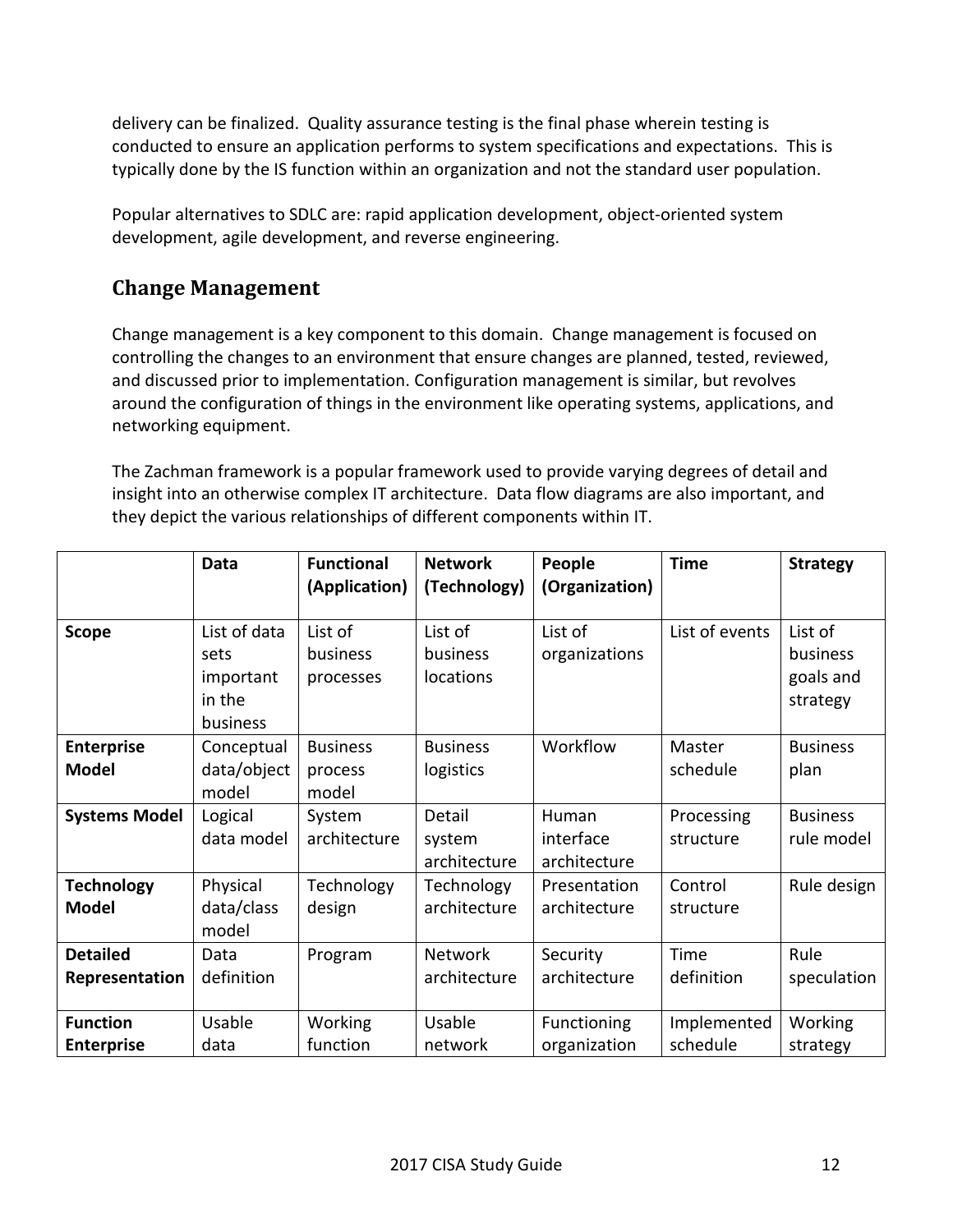delivery can be finalized. Quality assurance testing is the final phase wherein testing is conducted to ensure an application performs to system specifications and expectations. This is typically done by the IS function within an organization and not the standard user population.

Popular alternatives to SDLC are: rapid application development, object-oriented system development, agile development, and reverse engineering.

## Change Management

Change management is a key component to this domain. Change management is focused on controlling the changes to an environment that ensure changes are planned, tested, reviewed, and discussed prior to implementation. Configuration management is similar, but revolves around the configuration of things in the environment like operating systems, applications, and networking equipment.

The Zachman framework is a popular framework used to provide varying degrees of detail and insight into an otherwise complex IT architecture. Data flow diagrams are also important, and they depict the various relationships of different components within IT.

| | **Data** | **Functional (Application)** | **Network (Technology)** | **People (Organization)** | **Time** | **Strategy** |
|---|---|---|---|---|---|---|
| **Scope** | List of data sets important in the business | List of business processes | List of business locations | List of organizations | List of events | List of business goals and strategy |
| **Enterprise Model** | Conceptual data/object model | Business process model | Business logistics | Workflow | Master schedule | Business plan |
| **Systems Model** | Logical data model | System architecture | Detail system architecture | Human interface architecture | Processing structure | Business rule model |
| **Technology Model** | Physical data/class model | Technology design | Technology architecture | Presentation architecture | Control structure | Rule design |
| **Detailed Representation** | Data definition | Program | Network architecture | Security architecture | Time definition | Rule speculation |
| **Function Enterprise** | Usable data | Working function | Usable network | Functioning organization | Implemented schedule | Working strategy |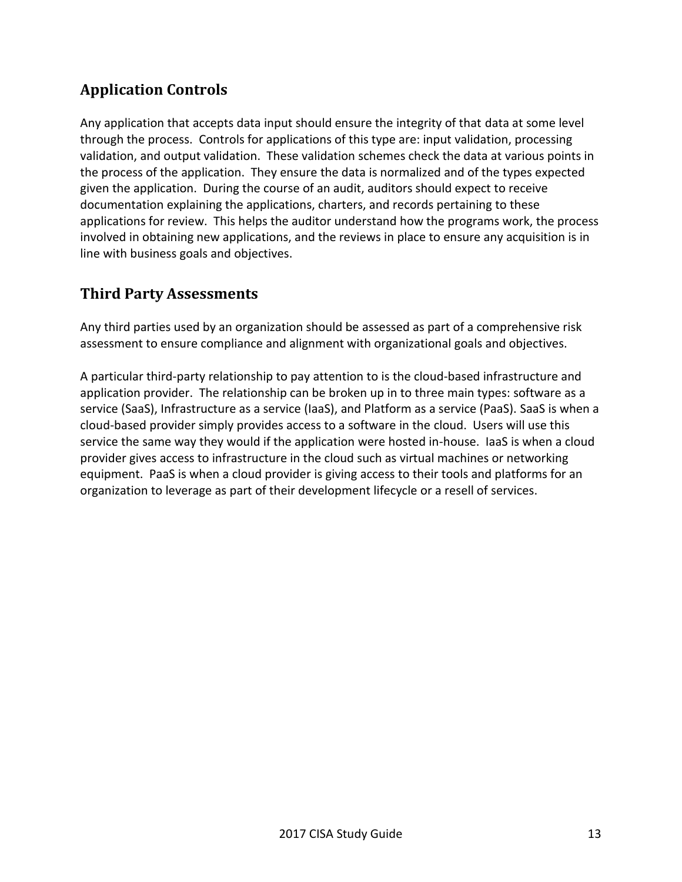## Application Controls

Any application that accepts data input should ensure the integrity of that data at some level through the process. Controls for applications of this type are: input validation, processing validation, and output validation. These validation schemes check the data at various points in the process of the application. They ensure the data is normalized and of the types expected given the application. During the course of an audit, auditors should expect to receive documentation explaining the applications, charters, and records pertaining to these applications for review. This helps the auditor understand how the programs work, the process involved in obtaining new applications, and the reviews in place to ensure any acquisition is in line with business goals and objectives.

## Third Party Assessments

Any third parties used by an organization should be assessed as part of a comprehensive risk assessment to ensure compliance and alignment with organizational goals and objectives.

A particular third-party relationship to pay attention to is the cloud-based infrastructure and application provider. The relationship can be broken up in to three main types: software as a service (SaaS), Infrastructure as a service (IaaS), and Platform as a service (PaaS). SaaS is when a cloud-based provider simply provides access to a software in the cloud. Users will use this service the same way they would if the application were hosted in-house. IaaS is when a cloud provider gives access to infrastructure in the cloud such as virtual machines or networking equipment. PaaS is when a cloud provider is giving access to their tools and platforms for an organization to leverage as part of their development lifecycle or a resell of services.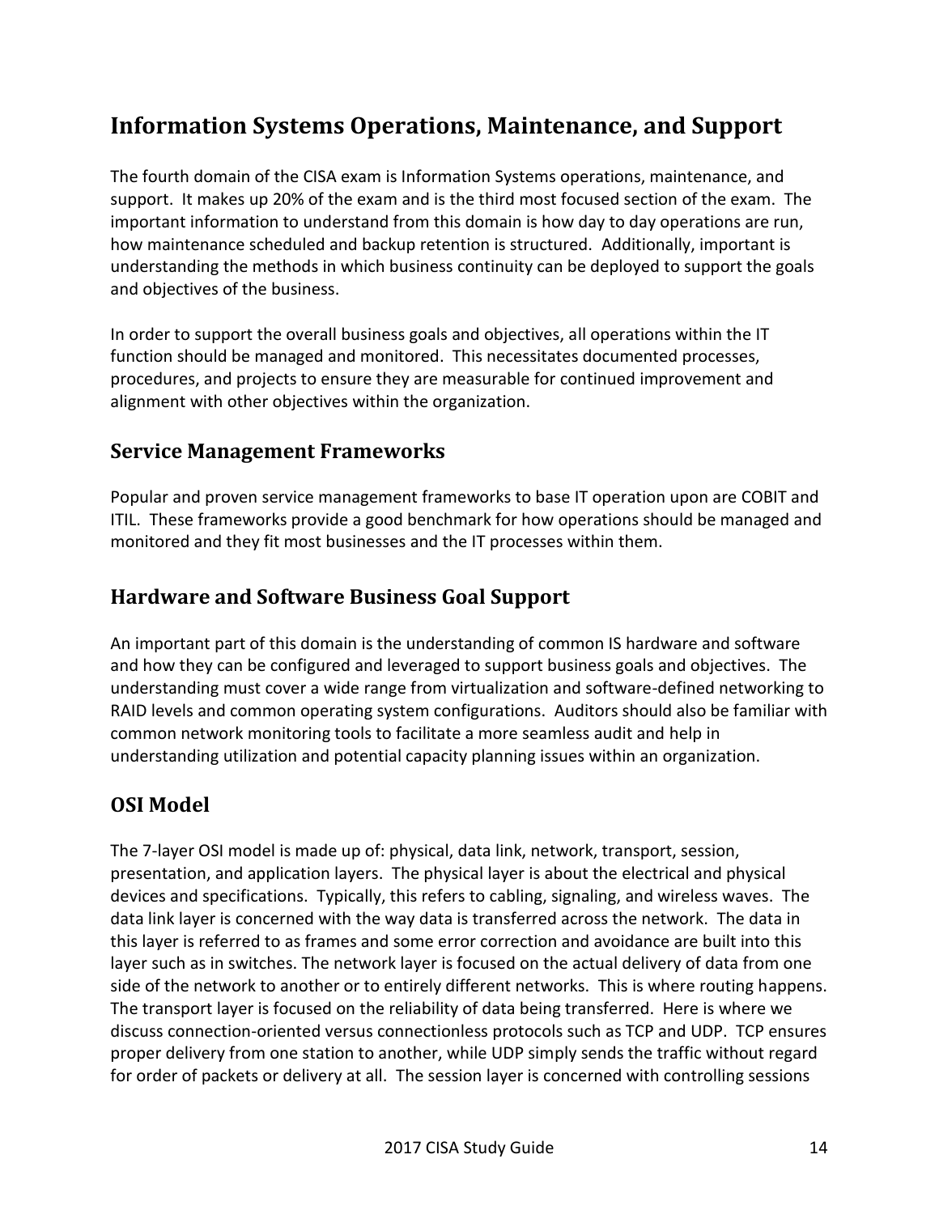## Information Systems Operations, Maintenance, and Support

The fourth domain of the CISA exam is Information Systems operations, maintenance, and support. It makes up 20% of the exam and is the third most focused section of the exam. The important information to understand from this domain is how day to day operations are run, how maintenance scheduled and backup retention is structured. Additionally, important is understanding the methods in which business continuity can be deployed to support the goals and objectives of the business.

In order to support the overall business goals and objectives, all operations within the IT function should be managed and monitored. This necessitates documented processes, procedures, and projects to ensure they are measurable for continued improvement and alignment with other objectives within the organization.

### Service Management Frameworks

Popular and proven service management frameworks to base IT operation upon are COBIT and ITIL. These frameworks provide a good benchmark for how operations should be managed and monitored and they fit most businesses and the IT processes within them.

### Hardware and Software Business Goal Support

An important part of this domain is the understanding of common IS hardware and software and how they can be configured and leveraged to support business goals and objectives. The understanding must cover a wide range from virtualization and software-defined networking to RAID levels and common operating system configurations. Auditors should also be familiar with common network monitoring tools to facilitate a more seamless audit and help in understanding utilization and potential capacity planning issues within an organization.

### OSI Model

The 7-layer OSI model is made up of: physical, data link, network, transport, session, presentation, and application layers. The physical layer is about the electrical and physical devices and specifications. Typically, this refers to cabling, signaling, and wireless waves. The data link layer is concerned with the way data is transferred across the network. The data in this layer is referred to as frames and some error correction and avoidance are built into this layer such as in switches. The network layer is focused on the actual delivery of data from one side of the network to another or to entirely different networks. This is where routing happens. The transport layer is focused on the reliability of data being transferred. Here is where we discuss connection-oriented versus connectionless protocols such as TCP and UDP. TCP ensures proper delivery from one station to another, while UDP simply sends the traffic without regard for order of packets or delivery at all. The session layer is concerned with controlling sessions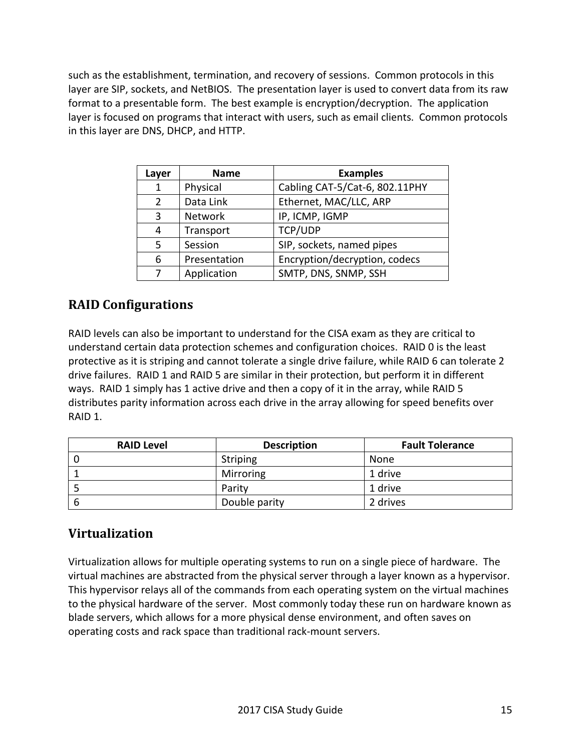such as the establishment, termination, and recovery of sessions. Common protocols in this layer are SIP, sockets, and NetBIOS. The presentation layer is used to convert data from its raw format to a presentable form. The best example is encryption/decryption. The application layer is focused on programs that interact with users, such as email clients. Common protocols in this layer are DNS, DHCP, and HTTP.

| Layer | Name | Examples |
| --- | --- | --- |
| 1 | Physical | Cabling CAT-5/Cat-6, 802.11PHY |
| 2 | Data Link | Ethernet, MAC/LLC, ARP |
| 3 | Network | IP, ICMP, IGMP |
| 4 | Transport | TCP/UDP |
| 5 | Session | SIP, sockets, named pipes |
| 6 | Presentation | Encryption/decryption, codecs |
| 7 | Application | SMTP, DNS, SNMP, SSH |

## RAID Configurations

RAID levels can also be important to understand for the CISA exam as they are critical to understand certain data protection schemes and configuration choices. RAID 0 is the least protective as it is striping and cannot tolerate a single drive failure, while RAID 6 can tolerate 2 drive failures. RAID 1 and RAID 5 are similar in their protection, but perform it in different ways. RAID 1 simply has 1 active drive and then a copy of it in the array, while RAID 5 distributes parity information across each drive in the array allowing for speed benefits over RAID 1.

| RAID Level | Description | Fault Tolerance |
| --- | --- | --- |
| 0 | Striping | None |
| 1 | Mirroring | 1 drive |
| 5 | Parity | 1 drive |
| 6 | Double parity | 2 drives |

## Virtualization

Virtualization allows for multiple operating systems to run on a single piece of hardware. The virtual machines are abstracted from the physical server through a layer known as a hypervisor. This hypervisor relays all of the commands from each operating system on the virtual machines to the physical hardware of the server. Most commonly today these run on hardware known as blade servers, which allows for a more physical dense environment, and often saves on operating costs and rack space than traditional rack-mount servers.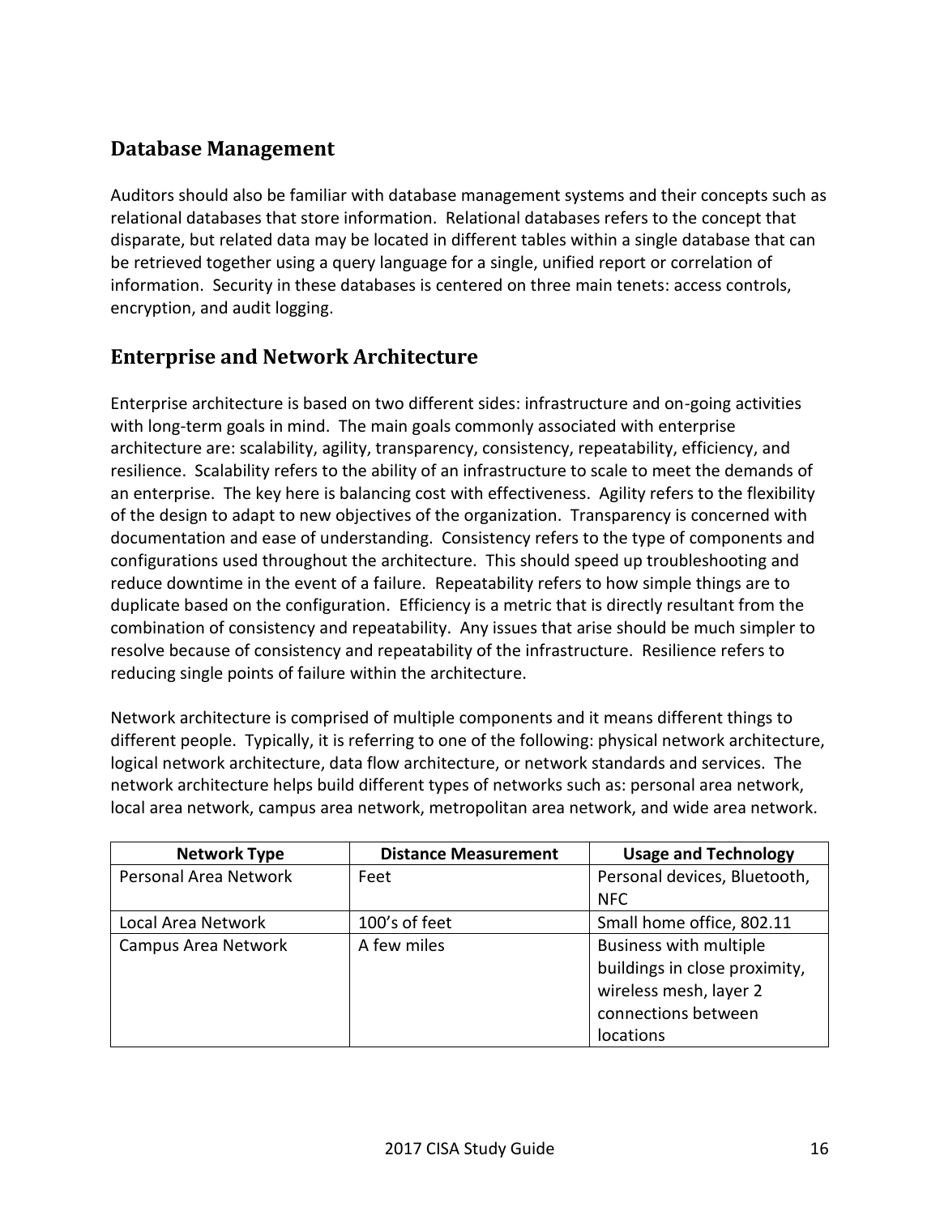## Database Management

Auditors should also be familiar with database management systems and their concepts such as relational databases that store information. Relational databases refers to the concept that disparate, but related data may be located in different tables within a single database that can be retrieved together using a query language for a single, unified report or correlation of information. Security in these databases is centered on three main tenets: access controls, encryption, and audit logging.

## Enterprise and Network Architecture

Enterprise architecture is based on two different sides: infrastructure and on-going activities with long-term goals in mind. The main goals commonly associated with enterprise architecture are: scalability, agility, transparency, consistency, repeatability, efficiency, and resilience. Scalability refers to the ability of an infrastructure to scale to meet the demands of an enterprise. The key here is balancing cost with effectiveness. Agility refers to the flexibility of the design to adapt to new objectives of the organization. Transparency is concerned with documentation and ease of understanding. Consistency refers to the type of components and configurations used throughout the architecture. This should speed up troubleshooting and reduce downtime in the event of a failure. Repeatability refers to how simple things are to duplicate based on the configuration. Efficiency is a metric that is directly resultant from the combination of consistency and repeatability. Any issues that arise should be much simpler to resolve because of consistency and repeatability of the infrastructure. Resilience refers to reducing single points of failure within the architecture.

Network architecture is comprised of multiple components and it means different things to different people. Typically, it is referring to one of the following: physical network architecture, logical network architecture, data flow architecture, or network standards and services. The network architecture helps build different types of networks such as: personal area network, local area network, campus area network, metropolitan area network, and wide area network.

| Network Type | Distance Measurement | Usage and Technology |
|---|---|---|
| Personal Area Network | Feet | Personal devices, Bluetooth, NFC |
| Local Area Network | 100's of feet | Small home office, 802.11 |
| Campus Area Network | A few miles | Business with multiple buildings in close proximity, wireless mesh, layer 2 connections between locations |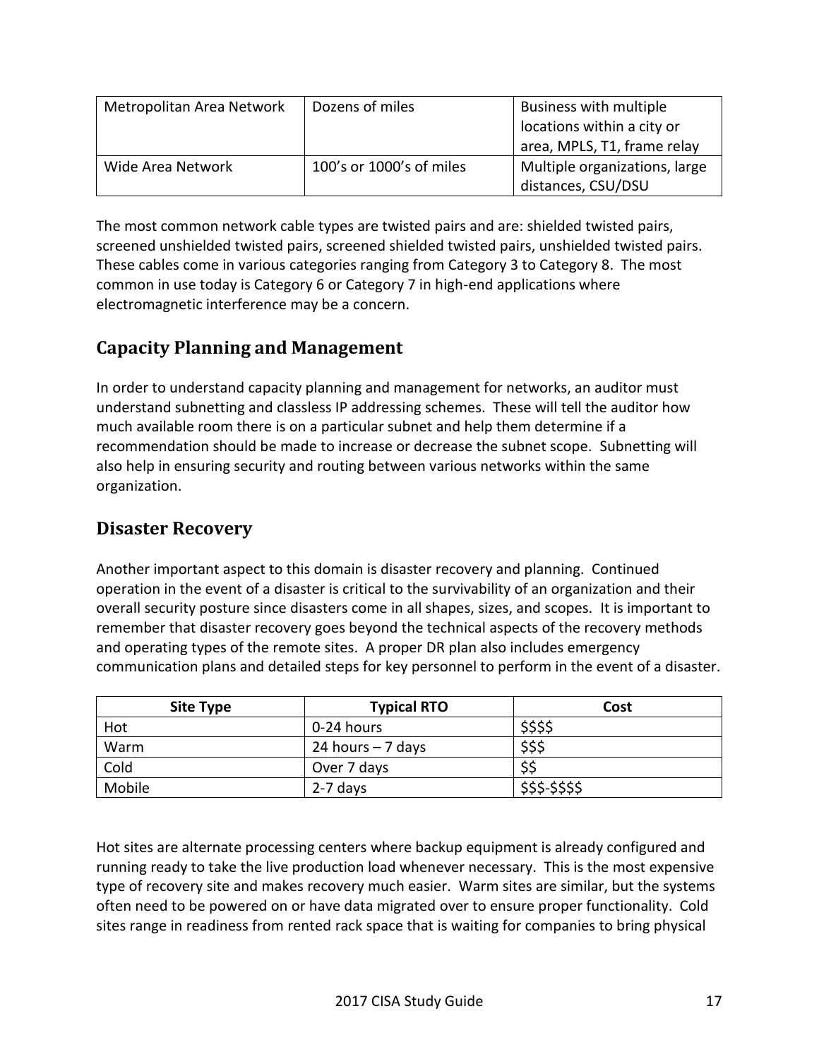| Metropolitan Area Network | Dozens of miles | Business with multiple locations within a city or area, MPLS, T1, frame relay |
|---|---|---|
| Wide Area Network | 100's or 1000's of miles | Multiple organizations, large distances, CSU/DSU |

The most common network cable types are twisted pairs and are: shielded twisted pairs, screened unshielded twisted pairs, screened shielded twisted pairs, unshielded twisted pairs. These cables come in various categories ranging from Category 3 to Category 8. The most common in use today is Category 6 or Category 7 in high-end applications where electromagnetic interference may be a concern.

## Capacity Planning and Management

In order to understand capacity planning and management for networks, an auditor must understand subnetting and classless IP addressing schemes. These will tell the auditor how much available room there is on a particular subnet and help them determine if a recommendation should be made to increase or decrease the subnet scope. Subnetting will also help in ensuring security and routing between various networks within the same organization.

## Disaster Recovery

Another important aspect to this domain is disaster recovery and planning. Continued operation in the event of a disaster is critical to the survivability of an organization and their overall security posture since disasters come in all shapes, sizes, and scopes. It is important to remember that disaster recovery goes beyond the technical aspects of the recovery methods and operating types of the remote sites. A proper DR plan also includes emergency communication plans and detailed steps for key personnel to perform in the event of a disaster.

| Site Type | Typical RTO | Cost |
|---|---|---|
| Hot | 0-24 hours | $$$$ |
| Warm | 24 hours – 7 days | $$$ |
| Cold | Over 7 days | $$ |
| Mobile | 2-7 days | $$$-$$$$ |

Hot sites are alternate processing centers where backup equipment is already configured and running ready to take the live production load whenever necessary. This is the most expensive type of recovery site and makes recovery much easier. Warm sites are similar, but the systems often need to be powered on or have data migrated over to ensure proper functionality. Cold sites range in readiness from rented rack space that is waiting for companies to bring physical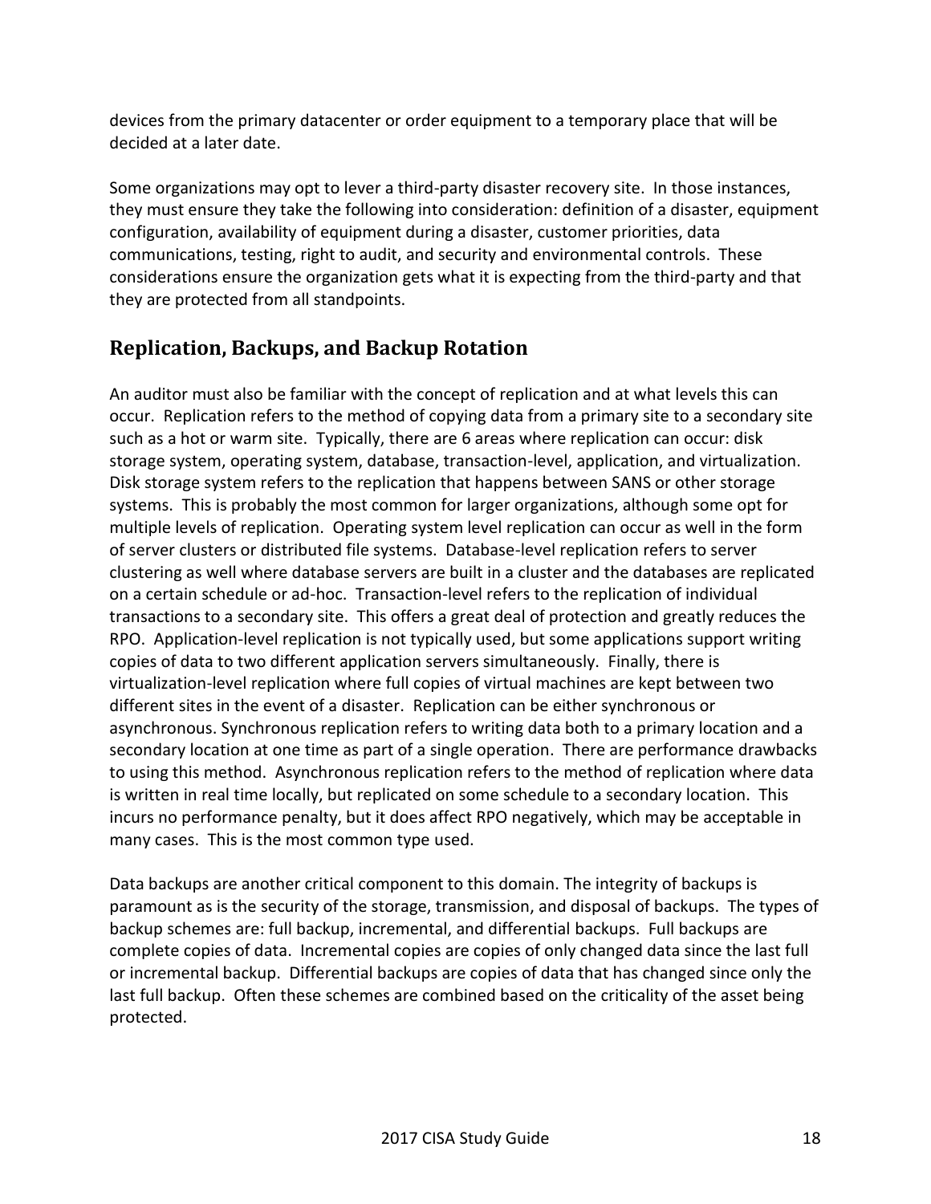devices from the primary datacenter or order equipment to a temporary place that will be decided at a later date.

Some organizations may opt to lever a third-party disaster recovery site. In those instances, they must ensure they take the following into consideration: definition of a disaster, equipment configuration, availability of equipment during a disaster, customer priorities, data communications, testing, right to audit, and security and environmental controls. These considerations ensure the organization gets what it is expecting from the third-party and that they are protected from all standpoints.

## Replication, Backups, and Backup Rotation

An auditor must also be familiar with the concept of replication and at what levels this can occur. Replication refers to the method of copying data from a primary site to a secondary site such as a hot or warm site. Typically, there are 6 areas where replication can occur: disk storage system, operating system, database, transaction-level, application, and virtualization. Disk storage system refers to the replication that happens between SANS or other storage systems. This is probably the most common for larger organizations, although some opt for multiple levels of replication. Operating system level replication can occur as well in the form of server clusters or distributed file systems. Database-level replication refers to server clustering as well where database servers are built in a cluster and the databases are replicated on a certain schedule or ad-hoc. Transaction-level refers to the replication of individual transactions to a secondary site. This offers a great deal of protection and greatly reduces the RPO. Application-level replication is not typically used, but some applications support writing copies of data to two different application servers simultaneously. Finally, there is virtualization-level replication where full copies of virtual machines are kept between two different sites in the event of a disaster. Replication can be either synchronous or asynchronous. Synchronous replication refers to writing data both to a primary location and a secondary location at one time as part of a single operation. There are performance drawbacks to using this method. Asynchronous replication refers to the method of replication where data is written in real time locally, but replicated on some schedule to a secondary location. This incurs no performance penalty, but it does affect RPO negatively, which may be acceptable in many cases. This is the most common type used.

Data backups are another critical component to this domain. The integrity of backups is paramount as is the security of the storage, transmission, and disposal of backups. The types of backup schemes are: full backup, incremental, and differential backups. Full backups are complete copies of data. Incremental copies are copies of only changed data since the last full or incremental backup. Differential backups are copies of data that has changed since only the last full backup. Often these schemes are combined based on the criticality of the asset being protected.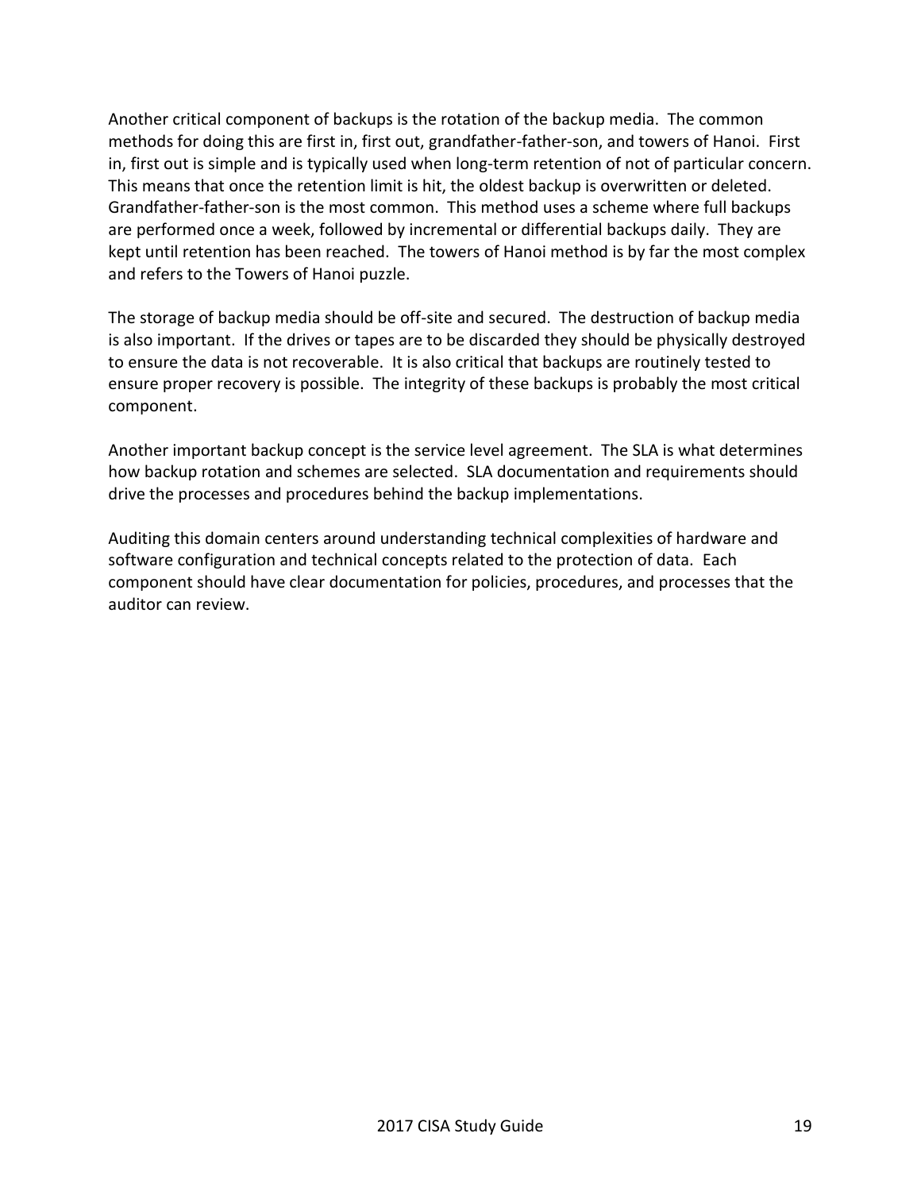Another critical component of backups is the rotation of the backup media. The common methods for doing this are first in, first out, grandfather-father-son, and towers of Hanoi. First in, first out is simple and is typically used when long-term retention of not of particular concern. This means that once the retention limit is hit, the oldest backup is overwritten or deleted. Grandfather-father-son is the most common. This method uses a scheme where full backups are performed once a week, followed by incremental or differential backups daily. They are kept until retention has been reached. The towers of Hanoi method is by far the most complex and refers to the Towers of Hanoi puzzle.

The storage of backup media should be off-site and secured. The destruction of backup media is also important. If the drives or tapes are to be discarded they should be physically destroyed to ensure the data is not recoverable. It is also critical that backups are routinely tested to ensure proper recovery is possible. The integrity of these backups is probably the most critical component.

Another important backup concept is the service level agreement. The SLA is what determines how backup rotation and schemes are selected. SLA documentation and requirements should drive the processes and procedures behind the backup implementations.

Auditing this domain centers around understanding technical complexities of hardware and software configuration and technical concepts related to the protection of data. Each component should have clear documentation for policies, procedures, and processes that the auditor can review.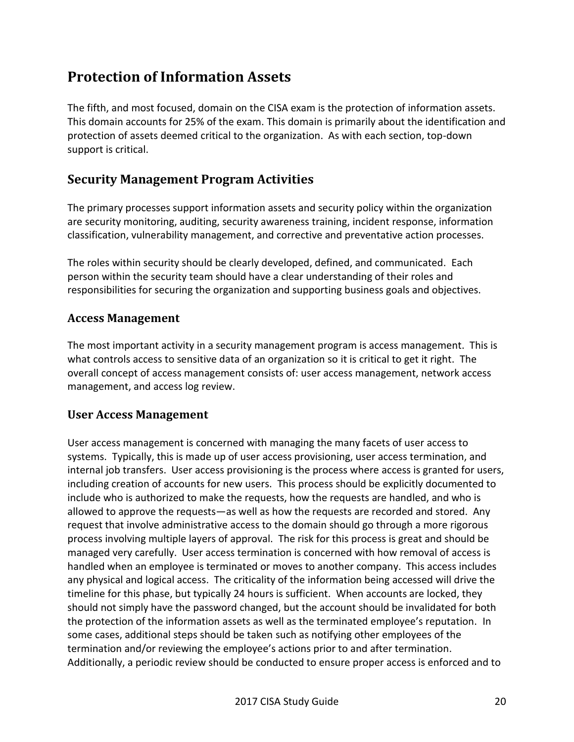# Protection of Information Assets

The fifth, and most focused, domain on the CISA exam is the protection of information assets. This domain accounts for 25% of the exam. This domain is primarily about the identification and protection of assets deemed critical to the organization. As with each section, top-down support is critical.

## Security Management Program Activities

The primary processes support information assets and security policy within the organization are security monitoring, auditing, security awareness training, incident response, information classification, vulnerability management, and corrective and preventative action processes.

The roles within security should be clearly developed, defined, and communicated. Each person within the security team should have a clear understanding of their roles and responsibilities for securing the organization and supporting business goals and objectives.

### Access Management

The most important activity in a security management program is access management. This is what controls access to sensitive data of an organization so it is critical to get it right. The overall concept of access management consists of: user access management, network access management, and access log review.

### User Access Management

User access management is concerned with managing the many facets of user access to systems. Typically, this is made up of user access provisioning, user access termination, and internal job transfers. User access provisioning is the process where access is granted for users, including creation of accounts for new users. This process should be explicitly documented to include who is authorized to make the requests, how the requests are handled, and who is allowed to approve the requests—as well as how the requests are recorded and stored. Any request that involve administrative access to the domain should go through a more rigorous process involving multiple layers of approval. The risk for this process is great and should be managed very carefully. User access termination is concerned with how removal of access is handled when an employee is terminated or moves to another company. This access includes any physical and logical access. The criticality of the information being accessed will drive the timeline for this phase, but typically 24 hours is sufficient. When accounts are locked, they should not simply have the password changed, but the account should be invalidated for both the protection of the information assets as well as the terminated employee's reputation. In some cases, additional steps should be taken such as notifying other employees of the termination and/or reviewing the employee's actions prior to and after termination. Additionally, a periodic review should be conducted to ensure proper access is enforced and to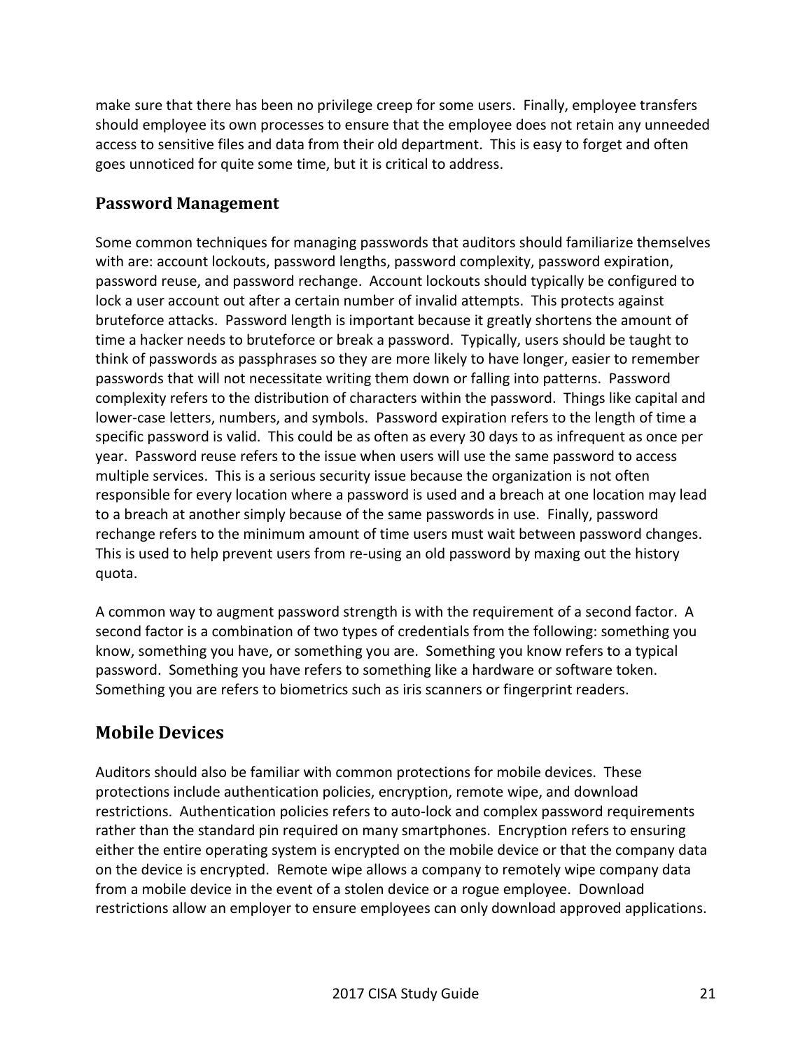make sure that there has been no privilege creep for some users. Finally, employee transfers should employee its own processes to ensure that the employee does not retain any unneeded access to sensitive files and data from their old department. This is easy to forget and often goes unnoticed for quite some time, but it is critical to address.

### Password Management

Some common techniques for managing passwords that auditors should familiarize themselves with are: account lockouts, password lengths, password complexity, password expiration, password reuse, and password rechange. Account lockouts should typically be configured to lock a user account out after a certain number of invalid attempts. This protects against bruteforce attacks. Password length is important because it greatly shortens the amount of time a hacker needs to bruteforce or break a password. Typically, users should be taught to think of passwords as passphrases so they are more likely to have longer, easier to remember passwords that will not necessitate writing them down or falling into patterns. Password complexity refers to the distribution of characters within the password. Things like capital and lower-case letters, numbers, and symbols. Password expiration refers to the length of time a specific password is valid. This could be as often as every 30 days to as infrequent as once per year. Password reuse refers to the issue when users will use the same password to access multiple services. This is a serious security issue because the organization is not often responsible for every location where a password is used and a breach at one location may lead to a breach at another simply because of the same passwords in use. Finally, password rechange refers to the minimum amount of time users must wait between password changes. This is used to help prevent users from re-using an old password by maxing out the history quota.

A common way to augment password strength is with the requirement of a second factor. A second factor is a combination of two types of credentials from the following: something you know, something you have, or something you are. Something you know refers to a typical password. Something you have refers to something like a hardware or software token. Something you are refers to biometrics such as iris scanners or fingerprint readers.

## Mobile Devices

Auditors should also be familiar with common protections for mobile devices. These protections include authentication policies, encryption, remote wipe, and download restrictions. Authentication policies refers to auto-lock and complex password requirements rather than the standard pin required on many smartphones. Encryption refers to ensuring either the entire operating system is encrypted on the mobile device or that the company data on the device is encrypted. Remote wipe allows a company to remotely wipe company data from a mobile device in the event of a stolen device or a rogue employee. Download restrictions allow an employer to ensure employees can only download approved applications.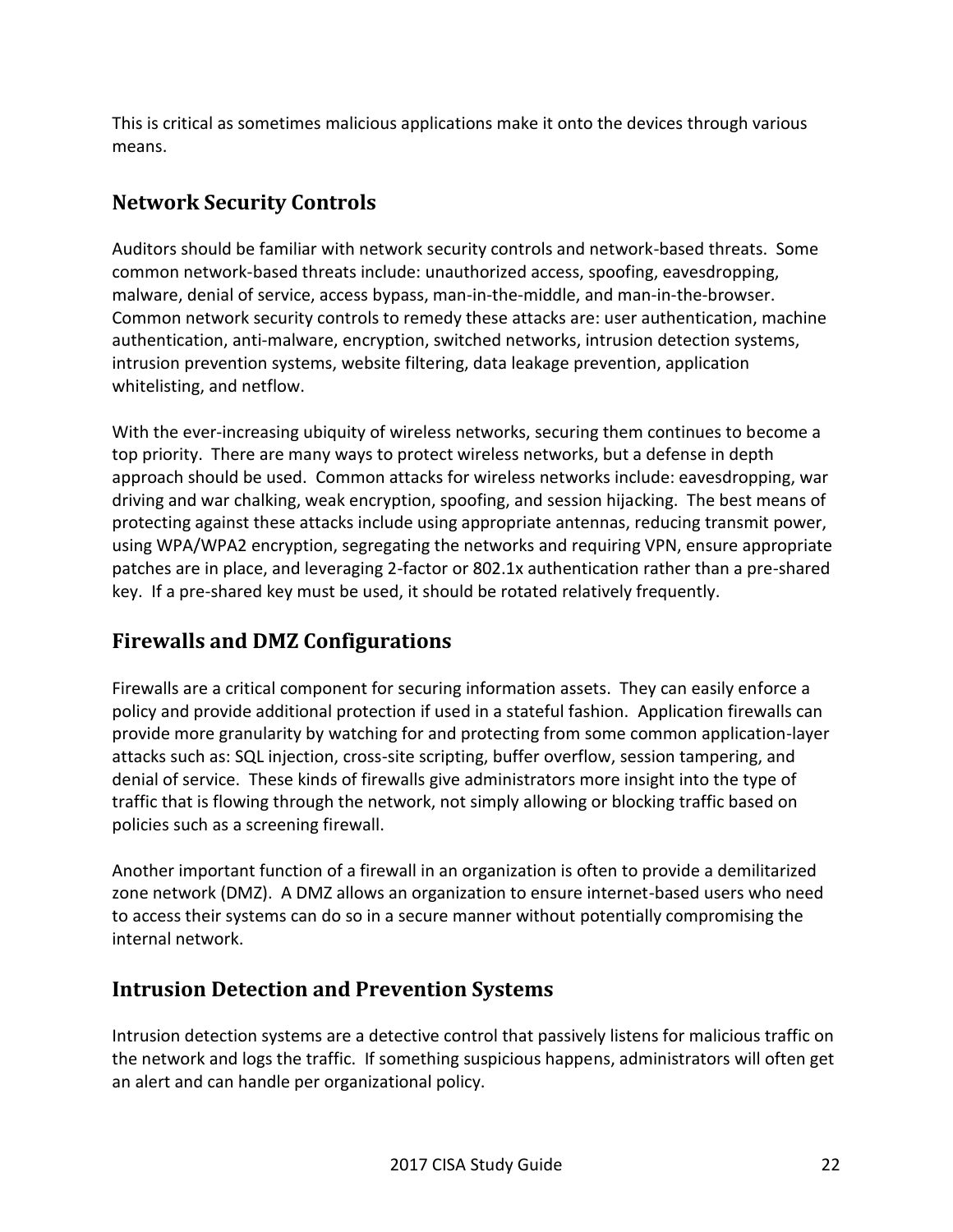This is critical as sometimes malicious applications make it onto the devices through various means.

## Network Security Controls

Auditors should be familiar with network security controls and network-based threats. Some common network-based threats include: unauthorized access, spoofing, eavesdropping, malware, denial of service, access bypass, man-in-the-middle, and man-in-the-browser. Common network security controls to remedy these attacks are: user authentication, machine authentication, anti-malware, encryption, switched networks, intrusion detection systems, intrusion prevention systems, website filtering, data leakage prevention, application whitelisting, and netflow.

With the ever-increasing ubiquity of wireless networks, securing them continues to become a top priority. There are many ways to protect wireless networks, but a defense in depth approach should be used. Common attacks for wireless networks include: eavesdropping, war driving and war chalking, weak encryption, spoofing, and session hijacking. The best means of protecting against these attacks include using appropriate antennas, reducing transmit power, using WPA/WPA2 encryption, segregating the networks and requiring VPN, ensure appropriate patches are in place, and leveraging 2-factor or 802.1x authentication rather than a pre-shared key. If a pre-shared key must be used, it should be rotated relatively frequently.

## Firewalls and DMZ Configurations

Firewalls are a critical component for securing information assets. They can easily enforce a policy and provide additional protection if used in a stateful fashion. Application firewalls can provide more granularity by watching for and protecting from some common application-layer attacks such as: SQL injection, cross-site scripting, buffer overflow, session tampering, and denial of service. These kinds of firewalls give administrators more insight into the type of traffic that is flowing through the network, not simply allowing or blocking traffic based on policies such as a screening firewall.

Another important function of a firewall in an organization is often to provide a demilitarized zone network (DMZ). A DMZ allows an organization to ensure internet-based users who need to access their systems can do so in a secure manner without potentially compromising the internal network.

## Intrusion Detection and Prevention Systems

Intrusion detection systems are a detective control that passively listens for malicious traffic on the network and logs the traffic. If something suspicious happens, administrators will often get an alert and can handle per organizational policy.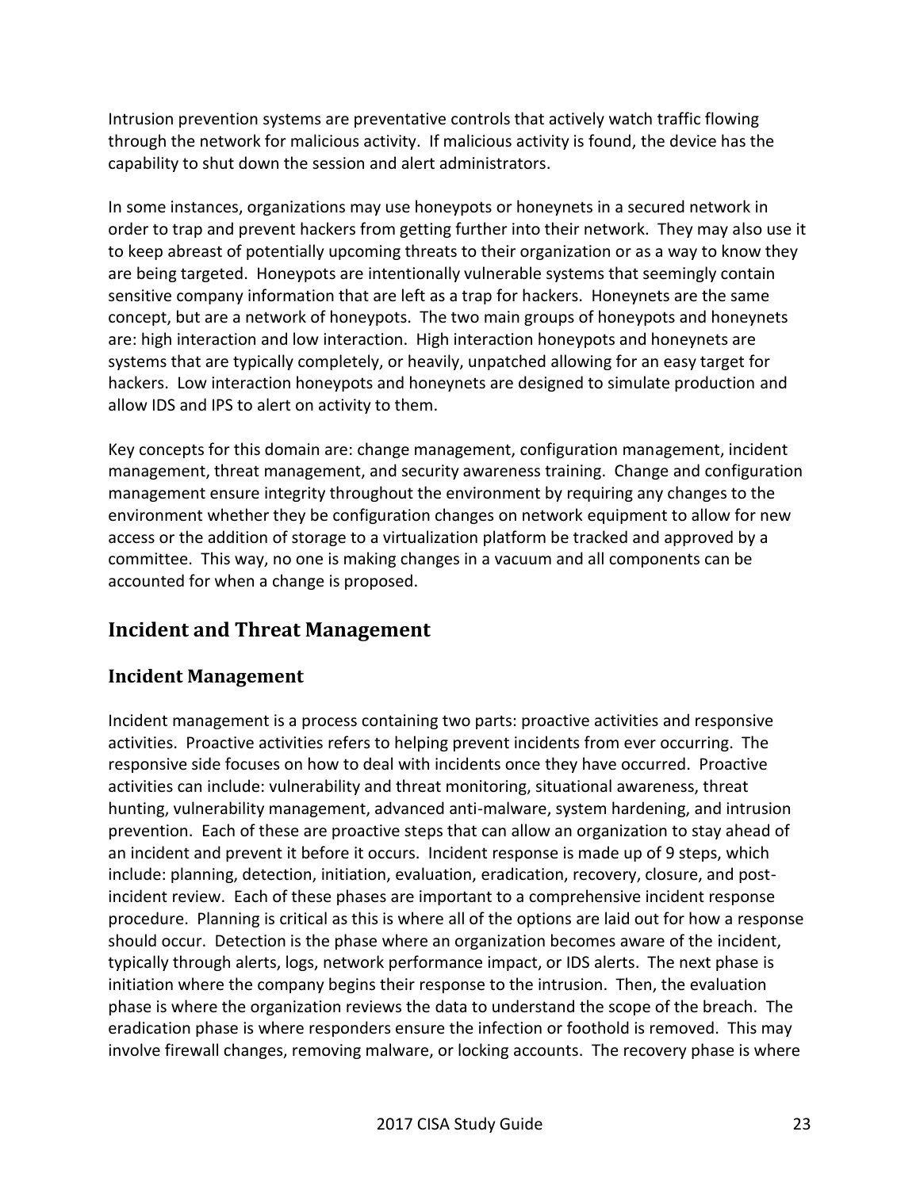Intrusion prevention systems are preventative controls that actively watch traffic flowing through the network for malicious activity. If malicious activity is found, the device has the capability to shut down the session and alert administrators.

In some instances, organizations may use honeypots or honeynets in a secured network in order to trap and prevent hackers from getting further into their network. They may also use it to keep abreast of potentially upcoming threats to their organization or as a way to know they are being targeted. Honeypots are intentionally vulnerable systems that seemingly contain sensitive company information that are left as a trap for hackers. Honeynets are the same concept, but are a network of honeypots. The two main groups of honeypots and honeynets are: high interaction and low interaction. High interaction honeypots and honeynets are systems that are typically completely, or heavily, unpatched allowing for an easy target for hackers. Low interaction honeypots and honeynets are designed to simulate production and allow IDS and IPS to alert on activity to them.

Key concepts for this domain are: change management, configuration management, incident management, threat management, and security awareness training. Change and configuration management ensure integrity throughout the environment by requiring any changes to the environment whether they be configuration changes on network equipment to allow for new access or the addition of storage to a virtualization platform be tracked and approved by a committee. This way, no one is making changes in a vacuum and all components can be accounted for when a change is proposed.

## Incident and Threat Management

### Incident Management

Incident management is a process containing two parts: proactive activities and responsive activities. Proactive activities refers to helping prevent incidents from ever occurring. The responsive side focuses on how to deal with incidents once they have occurred. Proactive activities can include: vulnerability and threat monitoring, situational awareness, threat hunting, vulnerability management, advanced anti-malware, system hardening, and intrusion prevention. Each of these are proactive steps that can allow an organization to stay ahead of an incident and prevent it before it occurs. Incident response is made up of 9 steps, which include: planning, detection, initiation, evaluation, eradication, recovery, closure, and post-incident review. Each of these phases are important to a comprehensive incident response procedure. Planning is critical as this is where all of the options are laid out for how a response should occur. Detection is the phase where an organization becomes aware of the incident, typically through alerts, logs, network performance impact, or IDS alerts. The next phase is initiation where the company begins their response to the intrusion. Then, the evaluation phase is where the organization reviews the data to understand the scope of the breach. The eradication phase is where responders ensure the infection or foothold is removed. This may involve firewall changes, removing malware, or locking accounts. The recovery phase is where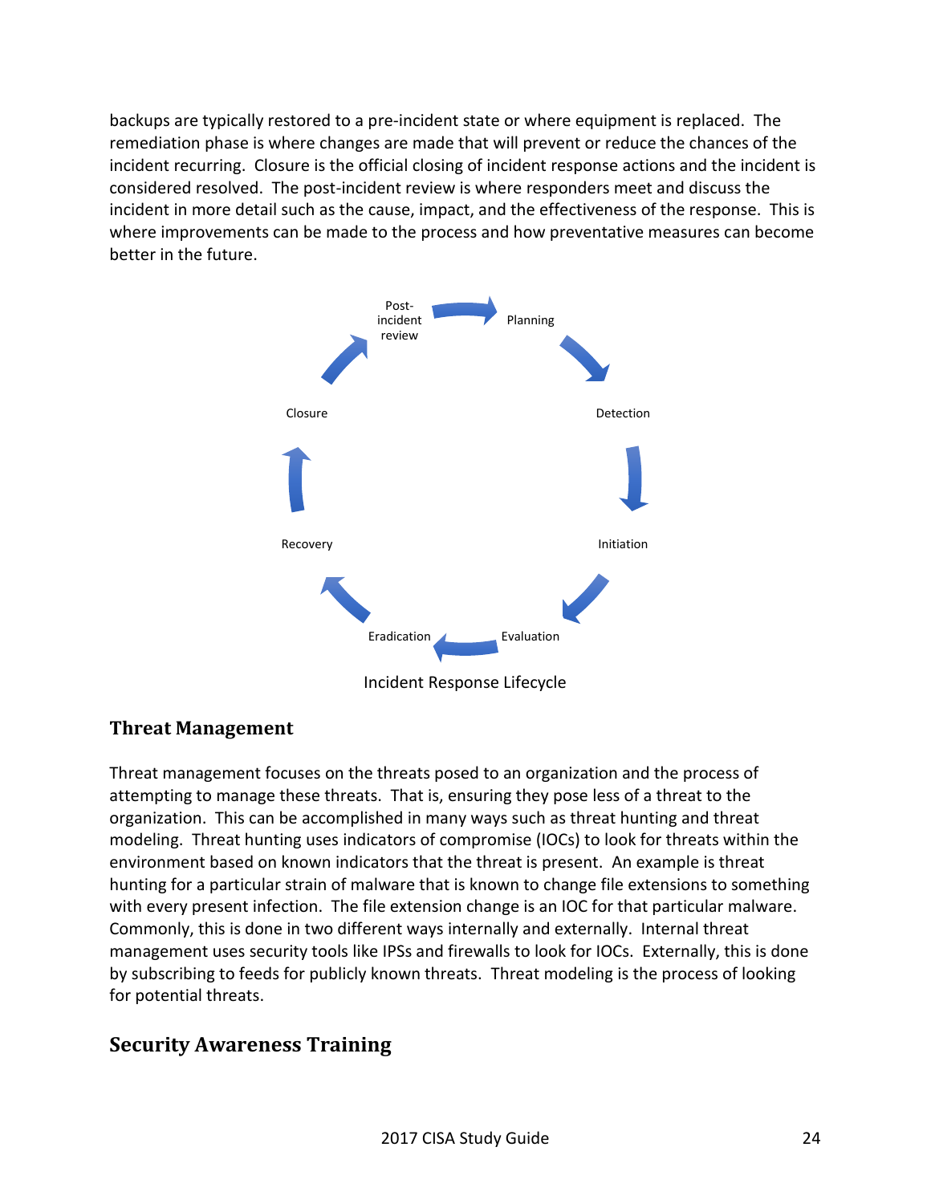backups are typically restored to a pre-incident state or where equipment is replaced. The remediation phase is where changes are made that will prevent or reduce the chances of the incident recurring. Closure is the official closing of incident response actions and the incident is considered resolved. The post-incident review is where responders meet and discuss the incident in more detail such as the cause, impact, and the effectiveness of the response. This is where improvements can be made to the process and how preventative measures can become better in the future.

Post-incident review → Planning → Detection → Initiation → Evaluation → Eradication → Recovery → Closure → Post-incident review

Incident Response Lifecycle

## Threat Management

Threat management focuses on the threats posed to an organization and the process of attempting to manage these threats. That is, ensuring they pose less of a threat to the organization. This can be accomplished in many ways such as threat hunting and threat modeling. Threat hunting uses indicators of compromise (IOCs) to look for threats within the environment based on known indicators that the threat is present. An example is threat hunting for a particular strain of malware that is known to change file extensions to something with every present infection. The file extension change is an IOC for that particular malware. Commonly, this is done in two different ways internally and externally. Internal threat management uses security tools like IPSs and firewalls to look for IOCs. Externally, this is done by subscribing to feeds for publicly known threats. Threat modeling is the process of looking for potential threats.

## Security Awareness Training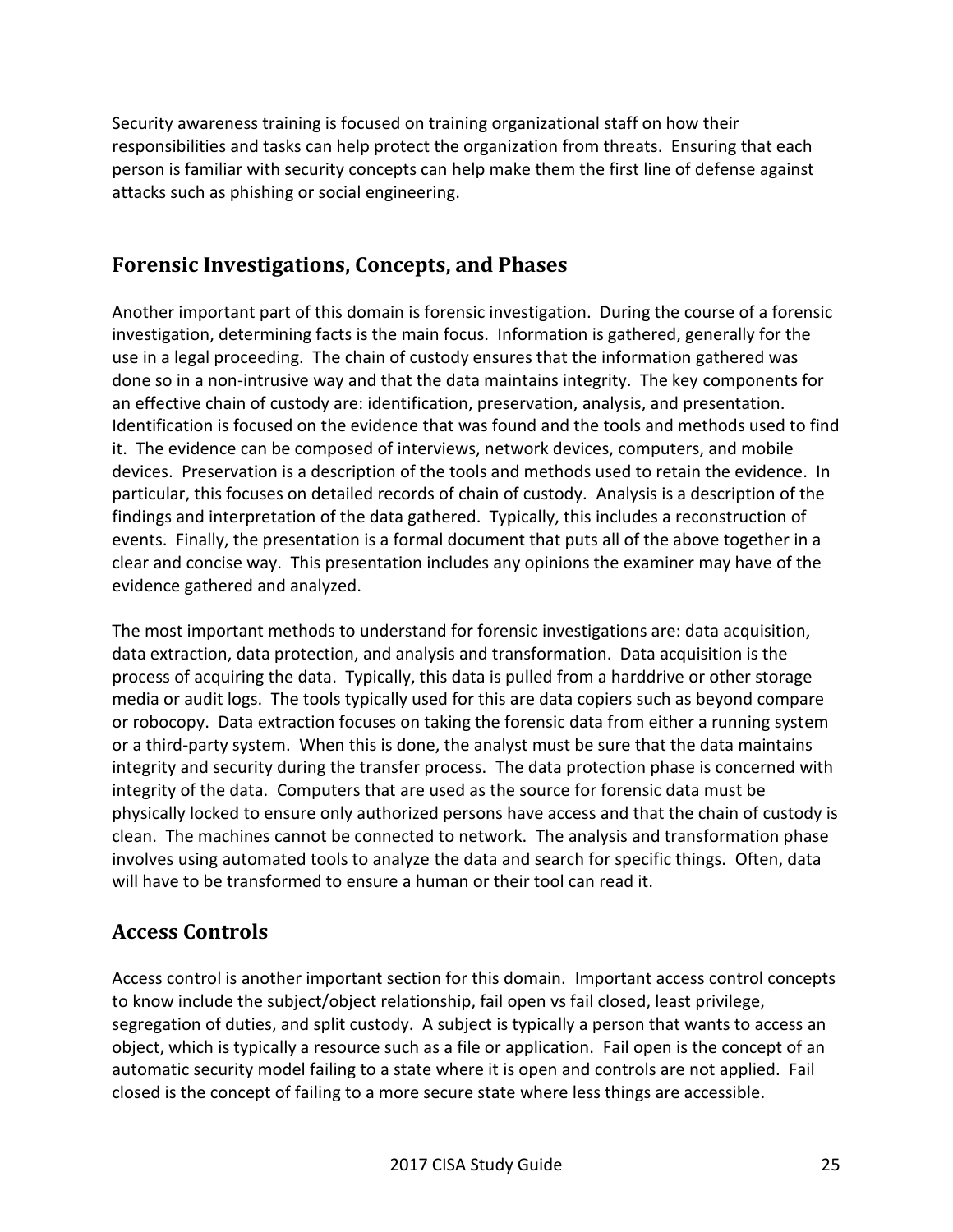Security awareness training is focused on training organizational staff on how their responsibilities and tasks can help protect the organization from threats. Ensuring that each person is familiar with security concepts can help make them the first line of defense against attacks such as phishing or social engineering.

## Forensic Investigations, Concepts, and Phases

Another important part of this domain is forensic investigation. During the course of a forensic investigation, determining facts is the main focus. Information is gathered, generally for the use in a legal proceeding. The chain of custody ensures that the information gathered was done so in a non-intrusive way and that the data maintains integrity. The key components for an effective chain of custody are: identification, preservation, analysis, and presentation. Identification is focused on the evidence that was found and the tools and methods used to find it. The evidence can be composed of interviews, network devices, computers, and mobile devices. Preservation is a description of the tools and methods used to retain the evidence. In particular, this focuses on detailed records of chain of custody. Analysis is a description of the findings and interpretation of the data gathered. Typically, this includes a reconstruction of events. Finally, the presentation is a formal document that puts all of the above together in a clear and concise way. This presentation includes any opinions the examiner may have of the evidence gathered and analyzed.

The most important methods to understand for forensic investigations are: data acquisition, data extraction, data protection, and analysis and transformation. Data acquisition is the process of acquiring the data. Typically, this data is pulled from a harddrive or other storage media or audit logs. The tools typically used for this are data copiers such as beyond compare or robocopy. Data extraction focuses on taking the forensic data from either a running system or a third-party system. When this is done, the analyst must be sure that the data maintains integrity and security during the transfer process. The data protection phase is concerned with integrity of the data. Computers that are used as the source for forensic data must be physically locked to ensure only authorized persons have access and that the chain of custody is clean. The machines cannot be connected to network. The analysis and transformation phase involves using automated tools to analyze the data and search for specific things. Often, data will have to be transformed to ensure a human or their tool can read it.

## Access Controls

Access control is another important section for this domain. Important access control concepts to know include the subject/object relationship, fail open vs fail closed, least privilege, segregation of duties, and split custody. A subject is typically a person that wants to access an object, which is typically a resource such as a file or application. Fail open is the concept of an automatic security model failing to a state where it is open and controls are not applied. Fail closed is the concept of failing to a more secure state where less things are accessible.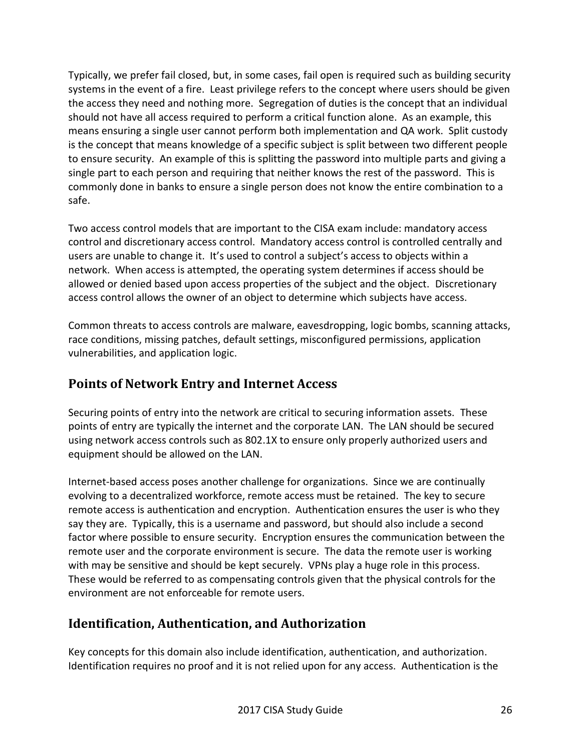Typically, we prefer fail closed, but, in some cases, fail open is required such as building security systems in the event of a fire. Least privilege refers to the concept where users should be given the access they need and nothing more. Segregation of duties is the concept that an individual should not have all access required to perform a critical function alone. As an example, this means ensuring a single user cannot perform both implementation and QA work. Split custody is the concept that means knowledge of a specific subject is split between two different people to ensure security. An example of this is splitting the password into multiple parts and giving a single part to each person and requiring that neither knows the rest of the password. This is commonly done in banks to ensure a single person does not know the entire combination to a safe.

Two access control models that are important to the CISA exam include: mandatory access control and discretionary access control. Mandatory access control is controlled centrally and users are unable to change it. It's used to control a subject's access to objects within a network. When access is attempted, the operating system determines if access should be allowed or denied based upon access properties of the subject and the object. Discretionary access control allows the owner of an object to determine which subjects have access.

Common threats to access controls are malware, eavesdropping, logic bombs, scanning attacks, race conditions, missing patches, default settings, misconfigured permissions, application vulnerabilities, and application logic.

## Points of Network Entry and Internet Access

Securing points of entry into the network are critical to securing information assets. These points of entry are typically the internet and the corporate LAN. The LAN should be secured using network access controls such as 802.1X to ensure only properly authorized users and equipment should be allowed on the LAN.

Internet-based access poses another challenge for organizations. Since we are continually evolving to a decentralized workforce, remote access must be retained. The key to secure remote access is authentication and encryption. Authentication ensures the user is who they say they are. Typically, this is a username and password, but should also include a second factor where possible to ensure security. Encryption ensures the communication between the remote user and the corporate environment is secure. The data the remote user is working with may be sensitive and should be kept securely. VPNs play a huge role in this process. These would be referred to as compensating controls given that the physical controls for the environment are not enforceable for remote users.

## Identification, Authentication, and Authorization

Key concepts for this domain also include identification, authentication, and authorization. Identification requires no proof and it is not relied upon for any access. Authentication is the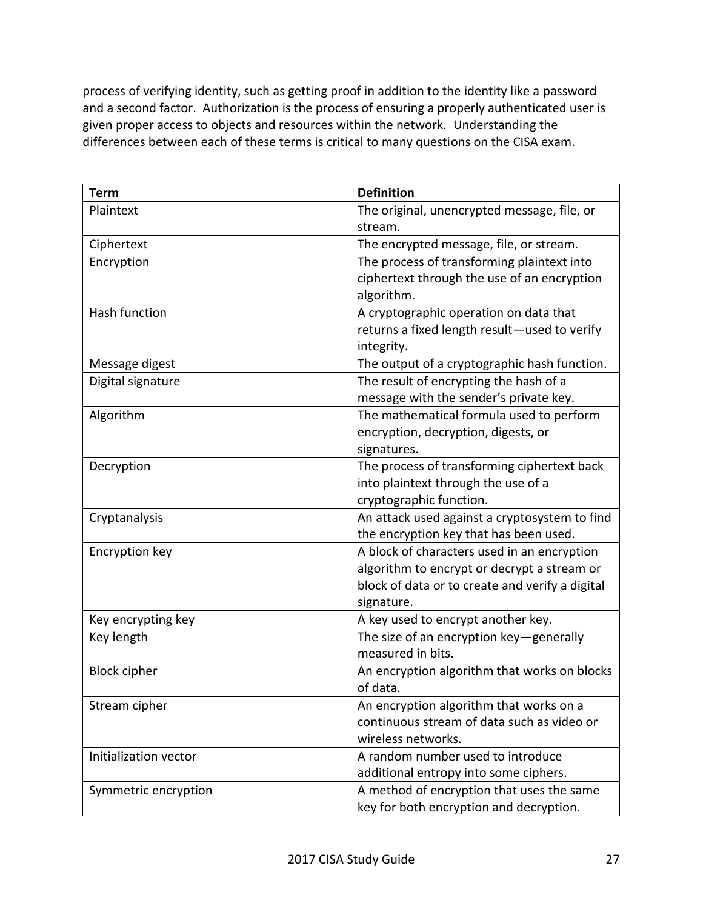process of verifying identity, such as getting proof in addition to the identity like a password and a second factor. Authorization is the process of ensuring a properly authenticated user is given proper access to objects and resources within the network. Understanding the differences between each of these terms is critical to many questions on the CISA exam.

| Term | Definition |
| --- | --- |
| Plaintext | The original, unencrypted message, file, or stream. |
| Ciphertext | The encrypted message, file, or stream. |
| Encryption | The process of transforming plaintext into ciphertext through the use of an encryption algorithm. |
| Hash function | A cryptographic operation on data that returns a fixed length result—used to verify integrity. |
| Message digest | The output of a cryptographic hash function. |
| Digital signature | The result of encrypting the hash of a message with the sender's private key. |
| Algorithm | The mathematical formula used to perform encryption, decryption, digests, or signatures. |
| Decryption | The process of transforming ciphertext back into plaintext through the use of a cryptographic function. |
| Cryptanalysis | An attack used against a cryptosystem to find the encryption key that has been used. |
| Encryption key | A block of characters used in an encryption algorithm to encrypt or decrypt a stream or block of data or to create and verify a digital signature. |
| Key encrypting key | A key used to encrypt another key. |
| Key length | The size of an encryption key—generally measured in bits. |
| Block cipher | An encryption algorithm that works on blocks of data. |
| Stream cipher | An encryption algorithm that works on a continuous stream of data such as video or wireless networks. |
| Initialization vector | A random number used to introduce additional entropy into some ciphers. |
| Symmetric encryption | A method of encryption that uses the same key for both encryption and decryption. |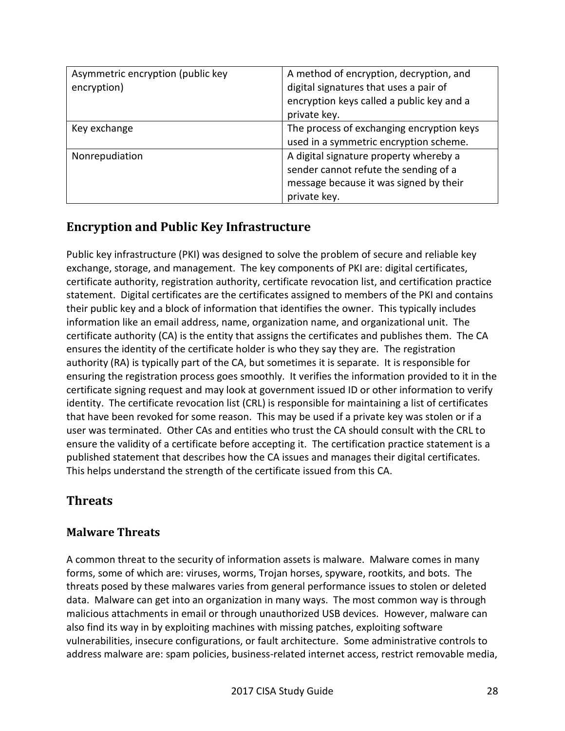| Asymmetric encryption (public key encryption) | A method of encryption, decryption, and digital signatures that uses a pair of encryption keys called a public key and a private key. |
|---|---|
| Key exchange | The process of exchanging encryption keys used in a symmetric encryption scheme. |
| Nonrepudiation | A digital signature property whereby a sender cannot refute the sending of a message because it was signed by their private key. |

## Encryption and Public Key Infrastructure

Public key infrastructure (PKI) was designed to solve the problem of secure and reliable key exchange, storage, and management. The key components of PKI are: digital certificates, certificate authority, registration authority, certificate revocation list, and certification practice statement. Digital certificates are the certificates assigned to members of the PKI and contains their public key and a block of information that identifies the owner. This typically includes information like an email address, name, organization name, and organizational unit. The certificate authority (CA) is the entity that assigns the certificates and publishes them. The CA ensures the identity of the certificate holder is who they say they are. The registration authority (RA) is typically part of the CA, but sometimes it is separate. It is responsible for ensuring the registration process goes smoothly. It verifies the information provided to it in the certificate signing request and may look at government issued ID or other information to verify identity. The certificate revocation list (CRL) is responsible for maintaining a list of certificates that have been revoked for some reason. This may be used if a private key was stolen or if a user was terminated. Other CAs and entities who trust the CA should consult with the CRL to ensure the validity of a certificate before accepting it. The certification practice statement is a published statement that describes how the CA issues and manages their digital certificates. This helps understand the strength of the certificate issued from this CA.

## Threats

### Malware Threats

A common threat to the security of information assets is malware. Malware comes in many forms, some of which are: viruses, worms, Trojan horses, spyware, rootkits, and bots. The threats posed by these malwares varies from general performance issues to stolen or deleted data. Malware can get into an organization in many ways. The most common way is through malicious attachments in email or through unauthorized USB devices. However, malware can also find its way in by exploiting machines with missing patches, exploiting software vulnerabilities, insecure configurations, or fault architecture. Some administrative controls to address malware are: spam policies, business-related internet access, restrict removable media,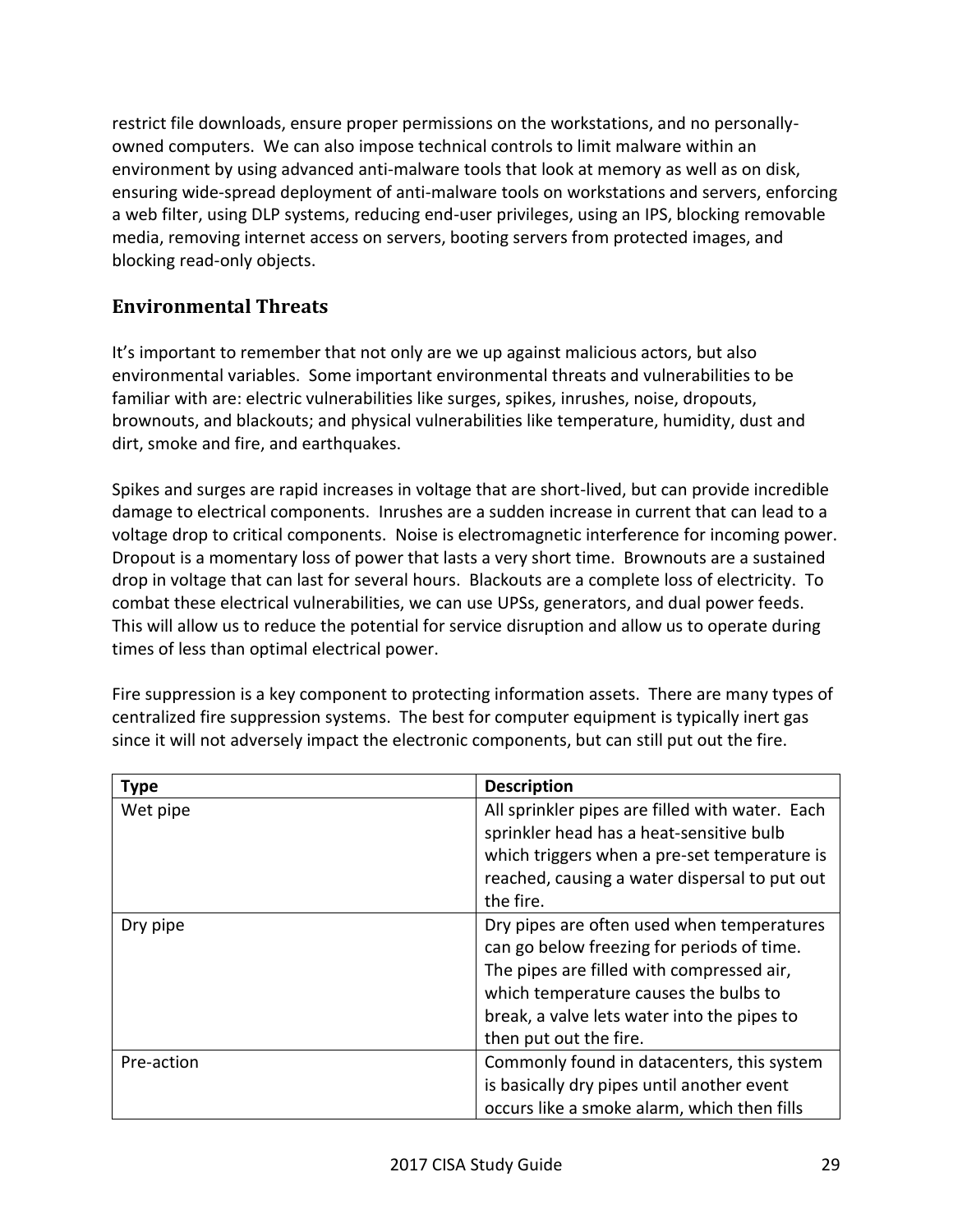restrict file downloads, ensure proper permissions on the workstations, and no personally-owned computers. We can also impose technical controls to limit malware within an environment by using advanced anti-malware tools that look at memory as well as on disk, ensuring wide-spread deployment of anti-malware tools on workstations and servers, enforcing a web filter, using DLP systems, reducing end-user privileges, using an IPS, blocking removable media, removing internet access on servers, booting servers from protected images, and blocking read-only objects.

## Environmental Threats

It's important to remember that not only are we up against malicious actors, but also environmental variables. Some important environmental threats and vulnerabilities to be familiar with are: electric vulnerabilities like surges, spikes, inrushes, noise, dropouts, brownouts, and blackouts; and physical vulnerabilities like temperature, humidity, dust and dirt, smoke and fire, and earthquakes.

Spikes and surges are rapid increases in voltage that are short-lived, but can provide incredible damage to electrical components. Inrushes are a sudden increase in current that can lead to a voltage drop to critical components. Noise is electromagnetic interference for incoming power. Dropout is a momentary loss of power that lasts a very short time. Brownouts are a sustained drop in voltage that can last for several hours. Blackouts are a complete loss of electricity. To combat these electrical vulnerabilities, we can use UPSs, generators, and dual power feeds. This will allow us to reduce the potential for service disruption and allow us to operate during times of less than optimal electrical power.

Fire suppression is a key component to protecting information assets. There are many types of centralized fire suppression systems. The best for computer equipment is typically inert gas since it will not adversely impact the electronic components, but can still put out the fire.

| Type | Description |
| --- | --- |
| Wet pipe | All sprinkler pipes are filled with water. Each sprinkler head has a heat-sensitive bulb which triggers when a pre-set temperature is reached, causing a water dispersal to put out the fire. |
| Dry pipe | Dry pipes are often used when temperatures can go below freezing for periods of time. The pipes are filled with compressed air, which temperature causes the bulbs to break, a valve lets water into the pipes to then put out the fire. |
| Pre-action | Commonly found in datacenters, this system is basically dry pipes until another event occurs like a smoke alarm, which then fills |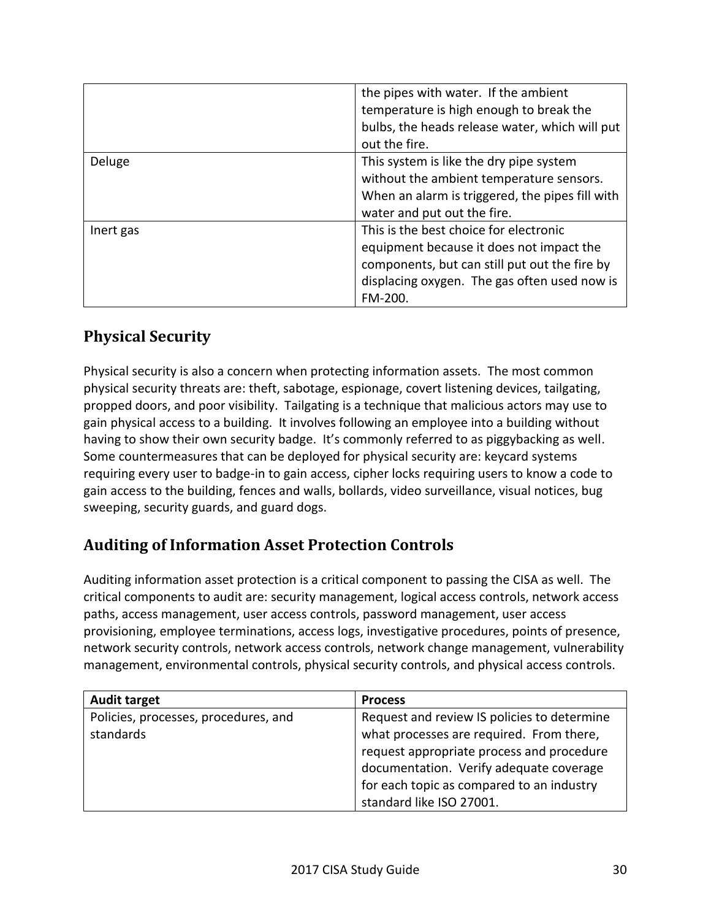| | |
|---|---|
| | the pipes with water. If the ambient temperature is high enough to break the bulbs, the heads release water, which will put out the fire. |
| Deluge | This system is like the dry pipe system without the ambient temperature sensors. When an alarm is triggered, the pipes fill with water and put out the fire. |
| Inert gas | This is the best choice for electronic equipment because it does not impact the components, but can still put out the fire by displacing oxygen. The gas often used now is FM-200. |

## Physical Security

Physical security is also a concern when protecting information assets. The most common physical security threats are: theft, sabotage, espionage, covert listening devices, tailgating, propped doors, and poor visibility. Tailgating is a technique that malicious actors may use to gain physical access to a building. It involves following an employee into a building without having to show their own security badge. It's commonly referred to as piggybacking as well. Some countermeasures that can be deployed for physical security are: keycard systems requiring every user to badge-in to gain access, cipher locks requiring users to know a code to gain access to the building, fences and walls, bollards, video surveillance, visual notices, bug sweeping, security guards, and guard dogs.

## Auditing of Information Asset Protection Controls

Auditing information asset protection is a critical component to passing the CISA as well. The critical components to audit are: security management, logical access controls, network access paths, access management, user access controls, password management, user access provisioning, employee terminations, access logs, investigative procedures, points of presence, network security controls, network access controls, network change management, vulnerability management, environmental controls, physical security controls, and physical access controls.

| Audit target | Process |
|---|---|
| Policies, processes, procedures, and standards | Request and review IS policies to determine what processes are required. From there, request appropriate process and procedure documentation. Verify adequate coverage for each topic as compared to an industry standard like ISO 27001. |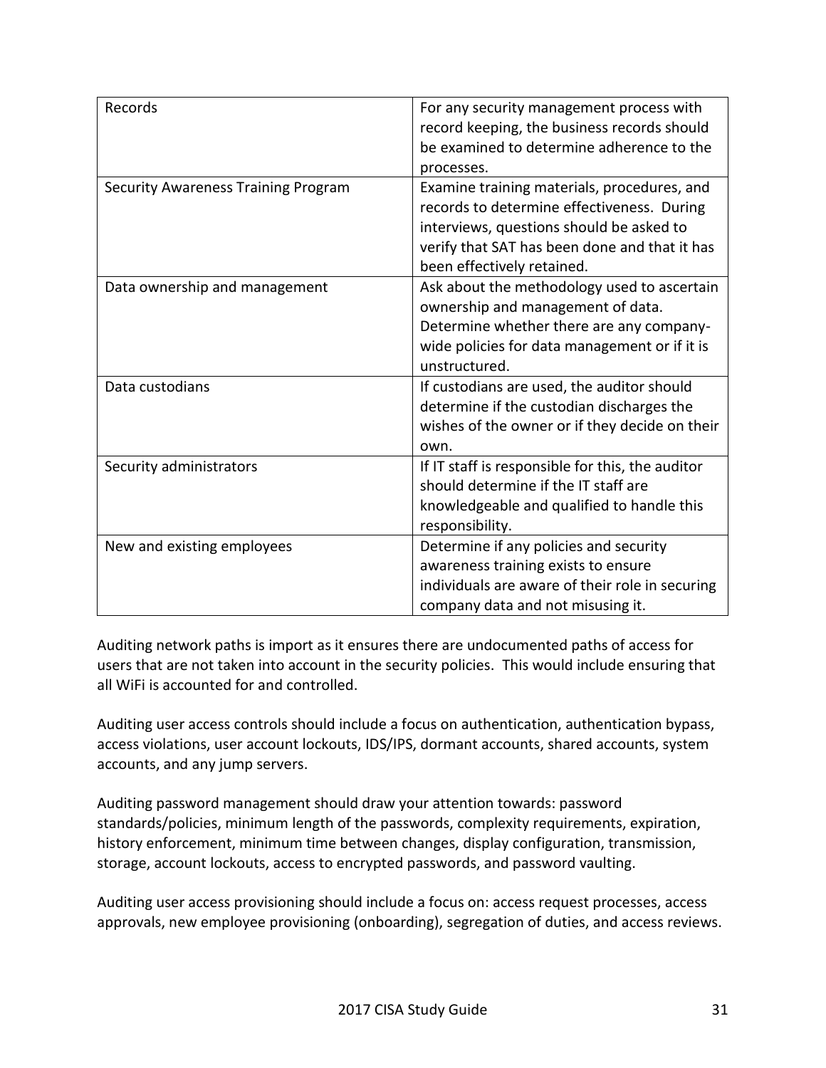| Records | For any security management process with record keeping, the business records should be examined to determine adherence to the processes. |
|---|---|
| Security Awareness Training Program | Examine training materials, procedures, and records to determine effectiveness. During interviews, questions should be asked to verify that SAT has been done and that it has been effectively retained. |
| Data ownership and management | Ask about the methodology used to ascertain ownership and management of data. Determine whether there are any company-wide policies for data management or if it is unstructured. |
| Data custodians | If custodians are used, the auditor should determine if the custodian discharges the wishes of the owner or if they decide on their own. |
| Security administrators | If IT staff is responsible for this, the auditor should determine if the IT staff are knowledgeable and qualified to handle this responsibility. |
| New and existing employees | Determine if any policies and security awareness training exists to ensure individuals are aware of their role in securing company data and not misusing it. |

Auditing network paths is import as it ensures there are undocumented paths of access for users that are not taken into account in the security policies. This would include ensuring that all WiFi is accounted for and controlled.

Auditing user access controls should include a focus on authentication, authentication bypass, access violations, user account lockouts, IDS/IPS, dormant accounts, shared accounts, system accounts, and any jump servers.

Auditing password management should draw your attention towards: password standards/policies, minimum length of the passwords, complexity requirements, expiration, history enforcement, minimum time between changes, display configuration, transmission, storage, account lockouts, access to encrypted passwords, and password vaulting.

Auditing user access provisioning should include a focus on: access request processes, access approvals, new employee provisioning (onboarding), segregation of duties, and access reviews.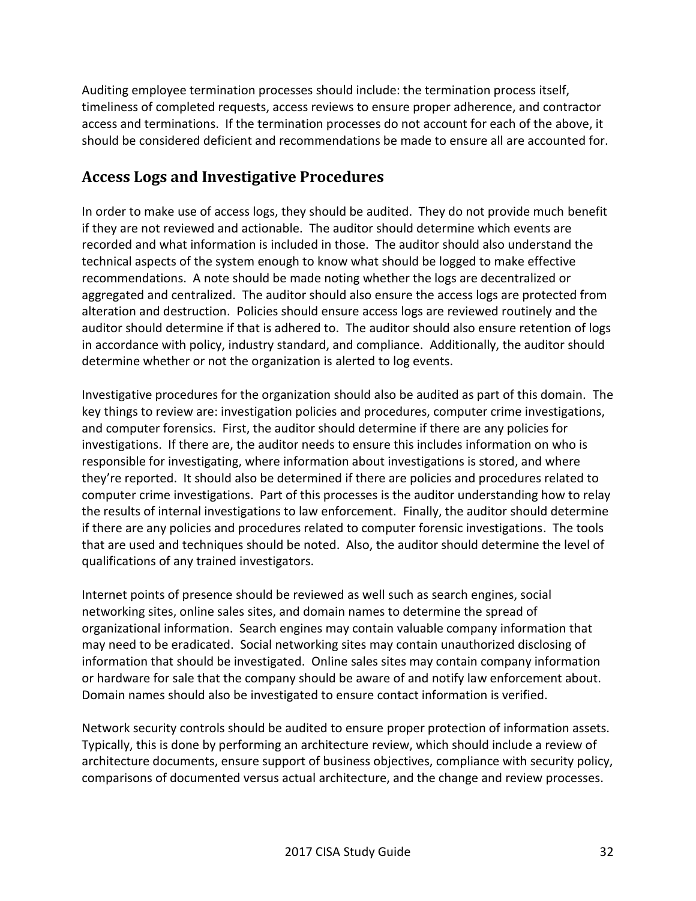Auditing employee termination processes should include: the termination process itself, timeliness of completed requests, access reviews to ensure proper adherence, and contractor access and terminations. If the termination processes do not account for each of the above, it should be considered deficient and recommendations be made to ensure all are accounted for.

## Access Logs and Investigative Procedures

In order to make use of access logs, they should be audited. They do not provide much benefit if they are not reviewed and actionable. The auditor should determine which events are recorded and what information is included in those. The auditor should also understand the technical aspects of the system enough to know what should be logged to make effective recommendations. A note should be made noting whether the logs are decentralized or aggregated and centralized. The auditor should also ensure the access logs are protected from alteration and destruction. Policies should ensure access logs are reviewed routinely and the auditor should determine if that is adhered to. The auditor should also ensure retention of logs in accordance with policy, industry standard, and compliance. Additionally, the auditor should determine whether or not the organization is alerted to log events.

Investigative procedures for the organization should also be audited as part of this domain. The key things to review are: investigation policies and procedures, computer crime investigations, and computer forensics. First, the auditor should determine if there are any policies for investigations. If there are, the auditor needs to ensure this includes information on who is responsible for investigating, where information about investigations is stored, and where they're reported. It should also be determined if there are policies and procedures related to computer crime investigations. Part of this processes is the auditor understanding how to relay the results of internal investigations to law enforcement. Finally, the auditor should determine if there are any policies and procedures related to computer forensic investigations. The tools that are used and techniques should be noted. Also, the auditor should determine the level of qualifications of any trained investigators.

Internet points of presence should be reviewed as well such as search engines, social networking sites, online sales sites, and domain names to determine the spread of organizational information. Search engines may contain valuable company information that may need to be eradicated. Social networking sites may contain unauthorized disclosing of information that should be investigated. Online sales sites may contain company information or hardware for sale that the company should be aware of and notify law enforcement about. Domain names should also be investigated to ensure contact information is verified.

Network security controls should be audited to ensure proper protection of information assets. Typically, this is done by performing an architecture review, which should include a review of architecture documents, ensure support of business objectives, compliance with security policy, comparisons of documented versus actual architecture, and the change and review processes.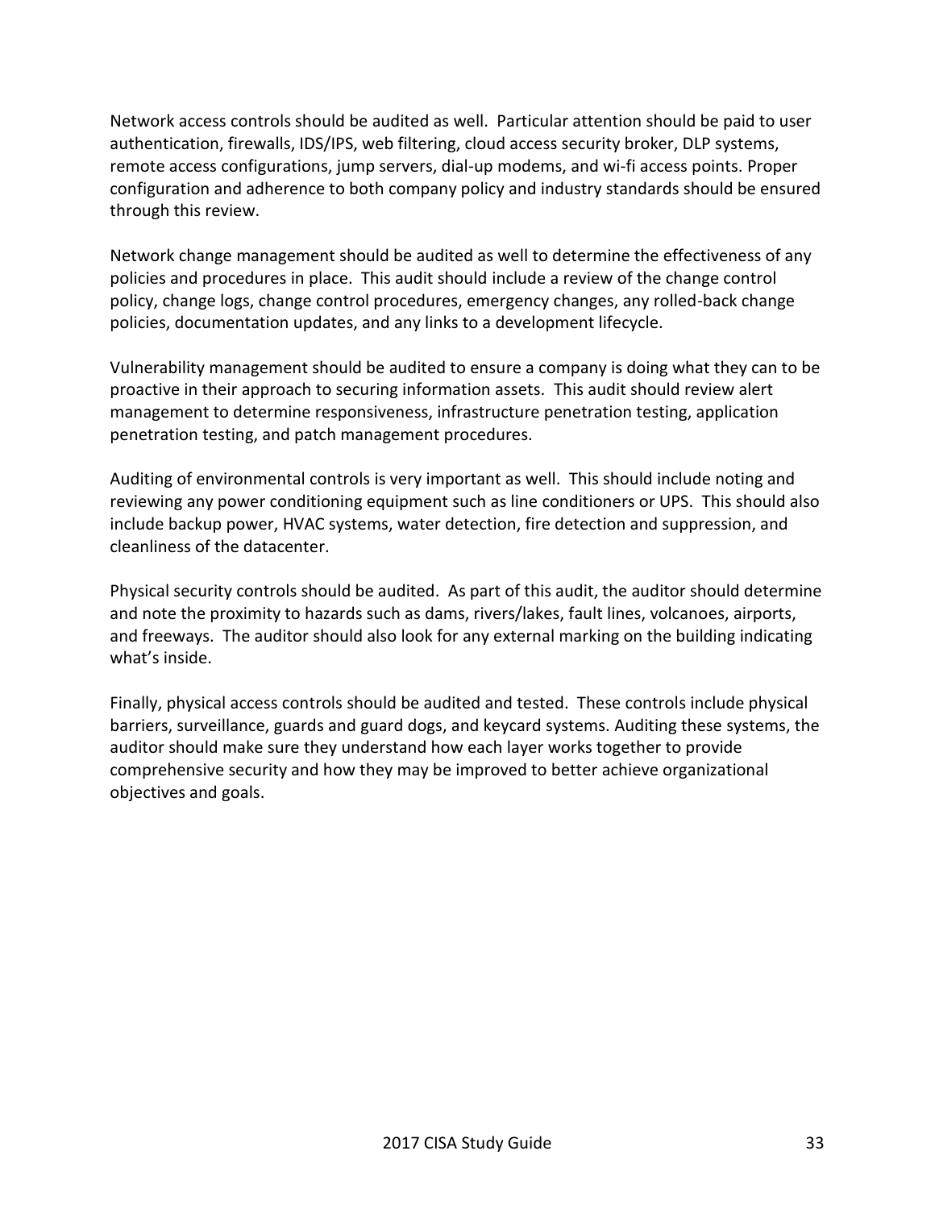Network access controls should be audited as well. Particular attention should be paid to user authentication, firewalls, IDS/IPS, web filtering, cloud access security broker, DLP systems, remote access configurations, jump servers, dial-up modems, and wi-fi access points. Proper configuration and adherence to both company policy and industry standards should be ensured through this review.

Network change management should be audited as well to determine the effectiveness of any policies and procedures in place. This audit should include a review of the change control policy, change logs, change control procedures, emergency changes, any rolled-back change policies, documentation updates, and any links to a development lifecycle.

Vulnerability management should be audited to ensure a company is doing what they can to be proactive in their approach to securing information assets. This audit should review alert management to determine responsiveness, infrastructure penetration testing, application penetration testing, and patch management procedures.

Auditing of environmental controls is very important as well. This should include noting and reviewing any power conditioning equipment such as line conditioners or UPS. This should also include backup power, HVAC systems, water detection, fire detection and suppression, and cleanliness of the datacenter.

Physical security controls should be audited. As part of this audit, the auditor should determine and note the proximity to hazards such as dams, rivers/lakes, fault lines, volcanoes, airports, and freeways. The auditor should also look for any external marking on the building indicating what's inside.

Finally, physical access controls should be audited and tested. These controls include physical barriers, surveillance, guards and guard dogs, and keycard systems. Auditing these systems, the auditor should make sure they understand how each layer works together to provide comprehensive security and how they may be improved to better achieve organizational objectives and goals.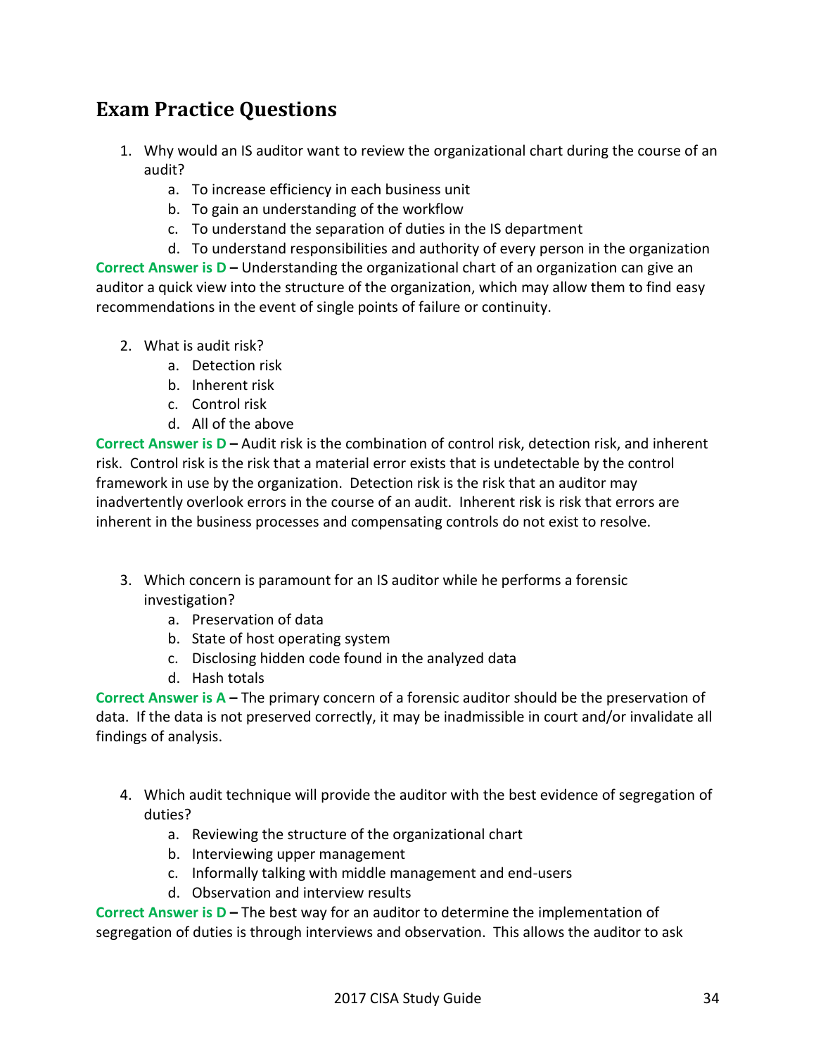## Exam Practice Questions

1. Why would an IS auditor want to review the organizational chart during the course of an audit?
    a. To increase efficiency in each business unit
    b. To gain an understanding of the workflow
    c. To understand the separation of duties in the IS department
    d. To understand responsibilities and authority of every person in the organization

**Correct Answer is D –** Understanding the organizational chart of an organization can give an auditor a quick view into the structure of the organization, which may allow them to find easy recommendations in the event of single points of failure or continuity.

2. What is audit risk?
    a. Detection risk
    b. Inherent risk
    c. Control risk
    d. All of the above

**Correct Answer is D –** Audit risk is the combination of control risk, detection risk, and inherent risk. Control risk is the risk that a material error exists that is undetectable by the control framework in use by the organization. Detection risk is the risk that an auditor may inadvertently overlook errors in the course of an audit. Inherent risk is risk that errors are inherent in the business processes and compensating controls do not exist to resolve.

3. Which concern is paramount for an IS auditor while he performs a forensic investigation?
    a. Preservation of data
    b. State of host operating system
    c. Disclosing hidden code found in the analyzed data
    d. Hash totals

**Correct Answer is A –** The primary concern of a forensic auditor should be the preservation of data. If the data is not preserved correctly, it may be inadmissible in court and/or invalidate all findings of analysis.

4. Which audit technique will provide the auditor with the best evidence of segregation of duties?
    a. Reviewing the structure of the organizational chart
    b. Interviewing upper management
    c. Informally talking with middle management and end-users
    d. Observation and interview results

**Correct Answer is D –** The best way for an auditor to determine the implementation of segregation of duties is through interviews and observation. This allows the auditor to ask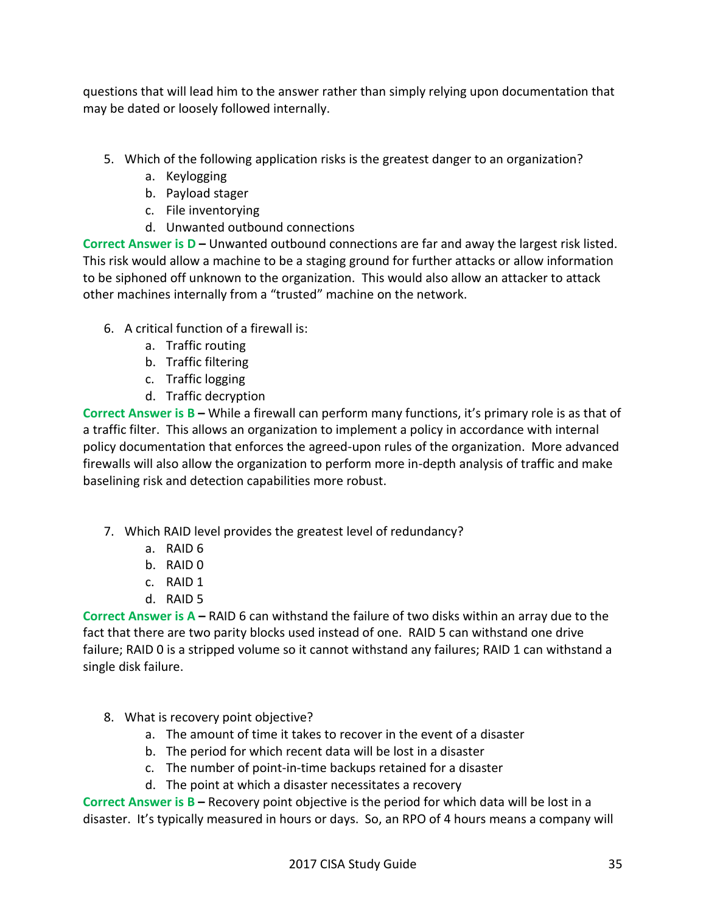questions that will lead him to the answer rather than simply relying upon documentation that may be dated or loosely followed internally.

5. Which of the following application risks is the greatest danger to an organization?
    a. Keylogging
    b. Payload stager
    c. File inventorying
    d. Unwanted outbound connections

**Correct Answer is D –** Unwanted outbound connections are far and away the largest risk listed. This risk would allow a machine to be a staging ground for further attacks or allow information to be siphoned off unknown to the organization. This would also allow an attacker to attack other machines internally from a "trusted" machine on the network.

6. A critical function of a firewall is:
    a. Traffic routing
    b. Traffic filtering
    c. Traffic logging
    d. Traffic decryption

**Correct Answer is B –** While a firewall can perform many functions, it's primary role is as that of a traffic filter. This allows an organization to implement a policy in accordance with internal policy documentation that enforces the agreed-upon rules of the organization. More advanced firewalls will also allow the organization to perform more in-depth analysis of traffic and make baselining risk and detection capabilities more robust.

7. Which RAID level provides the greatest level of redundancy?
    a. RAID 6
    b. RAID 0
    c. RAID 1
    d. RAID 5

**Correct Answer is A –** RAID 6 can withstand the failure of two disks within an array due to the fact that there are two parity blocks used instead of one. RAID 5 can withstand one drive failure; RAID 0 is a stripped volume so it cannot withstand any failures; RAID 1 can withstand a single disk failure.

8. What is recovery point objective?
    a. The amount of time it takes to recover in the event of a disaster
    b. The period for which recent data will be lost in a disaster
    c. The number of point-in-time backups retained for a disaster
    d. The point at which a disaster necessitates a recovery

**Correct Answer is B –** Recovery point objective is the period for which data will be lost in a disaster. It's typically measured in hours or days. So, an RPO of 4 hours means a company will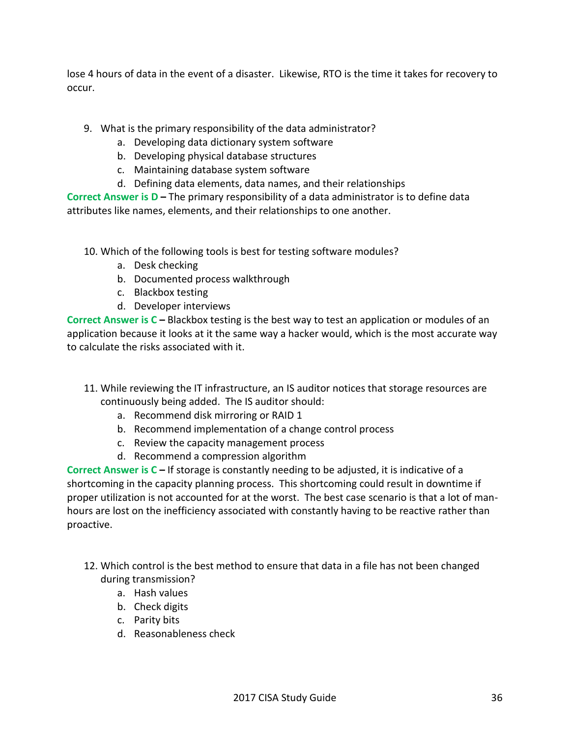lose 4 hours of data in the event of a disaster. Likewise, RTO is the time it takes for recovery to occur.

9. What is the primary responsibility of the data administrator?
   a. Developing data dictionary system software
   b. Developing physical database structures
   c. Maintaining database system software
   d. Defining data elements, data names, and their relationships

**Correct Answer is D –** The primary responsibility of a data administrator is to define data attributes like names, elements, and their relationships to one another.

10. Which of the following tools is best for testing software modules?
    a. Desk checking
    b. Documented process walkthrough
    c. Blackbox testing
    d. Developer interviews

**Correct Answer is C –** Blackbox testing is the best way to test an application or modules of an application because it looks at it the same way a hacker would, which is the most accurate way to calculate the risks associated with it.

11. While reviewing the IT infrastructure, an IS auditor notices that storage resources are continuously being added. The IS auditor should:
    a. Recommend disk mirroring or RAID 1
    b. Recommend implementation of a change control process
    c. Review the capacity management process
    d. Recommend a compression algorithm

**Correct Answer is C –** If storage is constantly needing to be adjusted, it is indicative of a shortcoming in the capacity planning process. This shortcoming could result in downtime if proper utilization is not accounted for at the worst. The best case scenario is that a lot of man-hours are lost on the inefficiency associated with constantly having to be reactive rather than proactive.

12. Which control is the best method to ensure that data in a file has not been changed during transmission?
    a. Hash values
    b. Check digits
    c. Parity bits
    d. Reasonableness check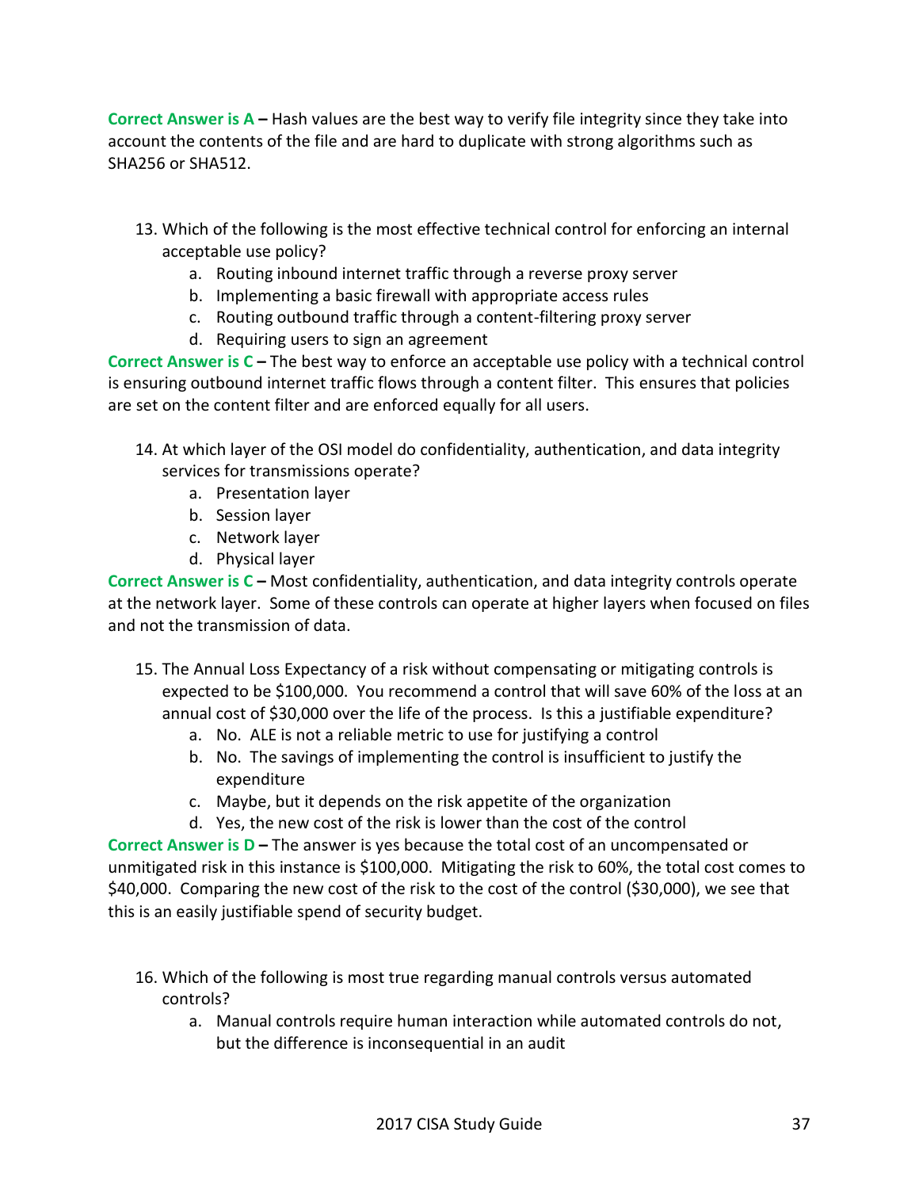**Correct Answer is A –** Hash values are the best way to verify file integrity since they take into account the contents of the file and are hard to duplicate with strong algorithms such as SHA256 or SHA512.

13. Which of the following is the most effective technical control for enforcing an internal acceptable use policy?
    a. Routing inbound internet traffic through a reverse proxy server
    b. Implementing a basic firewall with appropriate access rules
    c. Routing outbound traffic through a content-filtering proxy server
    d. Requiring users to sign an agreement

**Correct Answer is C –** The best way to enforce an acceptable use policy with a technical control is ensuring outbound internet traffic flows through a content filter. This ensures that policies are set on the content filter and are enforced equally for all users.

14. At which layer of the OSI model do confidentiality, authentication, and data integrity services for transmissions operate?
    a. Presentation layer
    b. Session layer
    c. Network layer
    d. Physical layer

**Correct Answer is C –** Most confidentiality, authentication, and data integrity controls operate at the network layer. Some of these controls can operate at higher layers when focused on files and not the transmission of data.

15. The Annual Loss Expectancy of a risk without compensating or mitigating controls is expected to be $100,000. You recommend a control that will save 60% of the loss at an annual cost of $30,000 over the life of the process. Is this a justifiable expenditure?
    a. No. ALE is not a reliable metric to use for justifying a control
    b. No. The savings of implementing the control is insufficient to justify the expenditure
    c. Maybe, but it depends on the risk appetite of the organization
    d. Yes, the new cost of the risk is lower than the cost of the control

**Correct Answer is D –** The answer is yes because the total cost of an uncompensated or unmitigated risk in this instance is $100,000. Mitigating the risk to 60%, the total cost comes to $40,000. Comparing the new cost of the risk to the cost of the control ($30,000), we see that this is an easily justifiable spend of security budget.

16. Which of the following is most true regarding manual controls versus automated controls?
    a. Manual controls require human interaction while automated controls do not, but the difference is inconsequential in an audit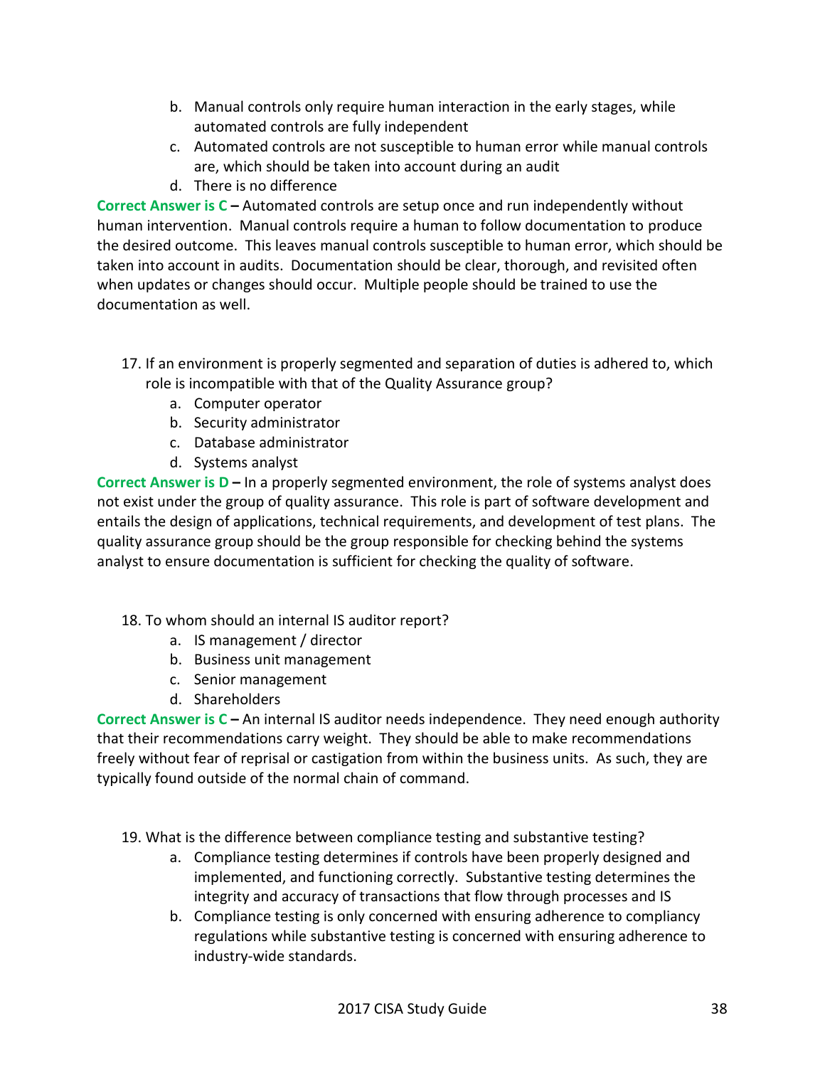b. Manual controls only require human interaction in the early stages, while automated controls are fully independent
c. Automated controls are not susceptible to human error while manual controls are, which should be taken into account during an audit
d. There is no difference

**Correct Answer is C –** Automated controls are setup once and run independently without human intervention. Manual controls require a human to follow documentation to produce the desired outcome. This leaves manual controls susceptible to human error, which should be taken into account in audits. Documentation should be clear, thorough, and revisited often when updates or changes should occur. Multiple people should be trained to use the documentation as well.

17. If an environment is properly segmented and separation of duties is adhered to, which role is incompatible with that of the Quality Assurance group?
    a. Computer operator
    b. Security administrator
    c. Database administrator
    d. Systems analyst

**Correct Answer is D –** In a properly segmented environment, the role of systems analyst does not exist under the group of quality assurance. This role is part of software development and entails the design of applications, technical requirements, and development of test plans. The quality assurance group should be the group responsible for checking behind the systems analyst to ensure documentation is sufficient for checking the quality of software.

18. To whom should an internal IS auditor report?
    a. IS management / director
    b. Business unit management
    c. Senior management
    d. Shareholders

**Correct Answer is C –** An internal IS auditor needs independence. They need enough authority that their recommendations carry weight. They should be able to make recommendations freely without fear of reprisal or castigation from within the business units. As such, they are typically found outside of the normal chain of command.

19. What is the difference between compliance testing and substantive testing?
    a. Compliance testing determines if controls have been properly designed and implemented, and functioning correctly. Substantive testing determines the integrity and accuracy of transactions that flow through processes and IS
    b. Compliance testing is only concerned with ensuring adherence to compliancy regulations while substantive testing is concerned with ensuring adherence to industry-wide standards.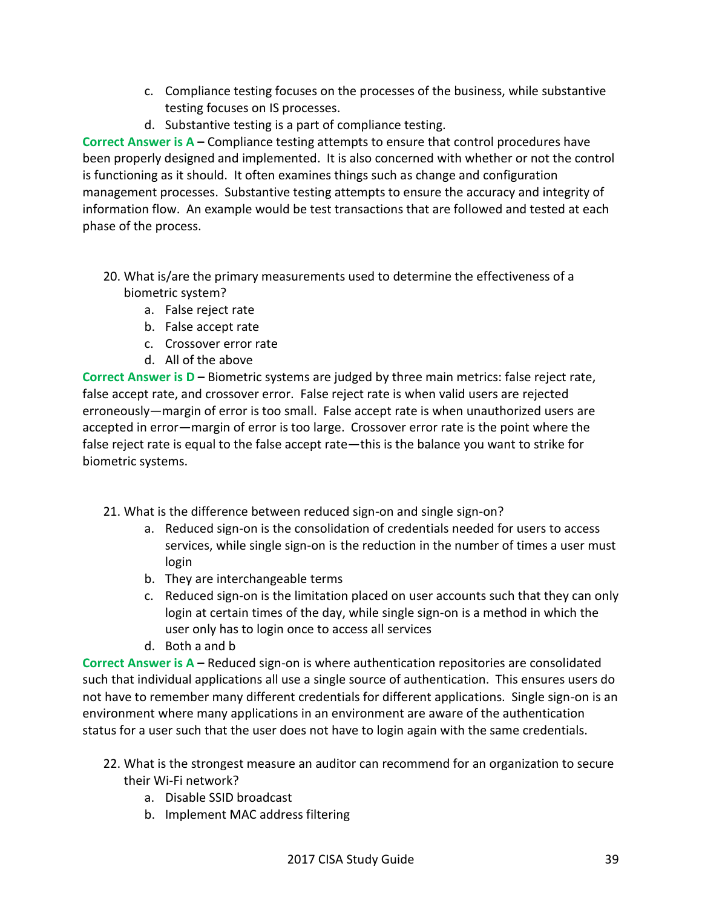c. Compliance testing focuses on the processes of the business, while substantive testing focuses on IS processes.
d. Substantive testing is a part of compliance testing.

**Correct Answer is A –** Compliance testing attempts to ensure that control procedures have been properly designed and implemented. It is also concerned with whether or not the control is functioning as it should. It often examines things such as change and configuration management processes. Substantive testing attempts to ensure the accuracy and integrity of information flow. An example would be test transactions that are followed and tested at each phase of the process.

20. What is/are the primary measurements used to determine the effectiveness of a biometric system?
    a. False reject rate
    b. False accept rate
    c. Crossover error rate
    d. All of the above

**Correct Answer is D –** Biometric systems are judged by three main metrics: false reject rate, false accept rate, and crossover error. False reject rate is when valid users are rejected erroneously—margin of error is too small. False accept rate is when unauthorized users are accepted in error—margin of error is too large. Crossover error rate is the point where the false reject rate is equal to the false accept rate—this is the balance you want to strike for biometric systems.

21. What is the difference between reduced sign-on and single sign-on?
    a. Reduced sign-on is the consolidation of credentials needed for users to access services, while single sign-on is the reduction in the number of times a user must login
    b. They are interchangeable terms
    c. Reduced sign-on is the limitation placed on user accounts such that they can only login at certain times of the day, while single sign-on is a method in which the user only has to login once to access all services
    d. Both a and b

**Correct Answer is A –** Reduced sign-on is where authentication repositories are consolidated such that individual applications all use a single source of authentication. This ensures users do not have to remember many different credentials for different applications. Single sign-on is an environment where many applications in an environment are aware of the authentication status for a user such that the user does not have to login again with the same credentials.

22. What is the strongest measure an auditor can recommend for an organization to secure their Wi-Fi network?
    a. Disable SSID broadcast
    b. Implement MAC address filtering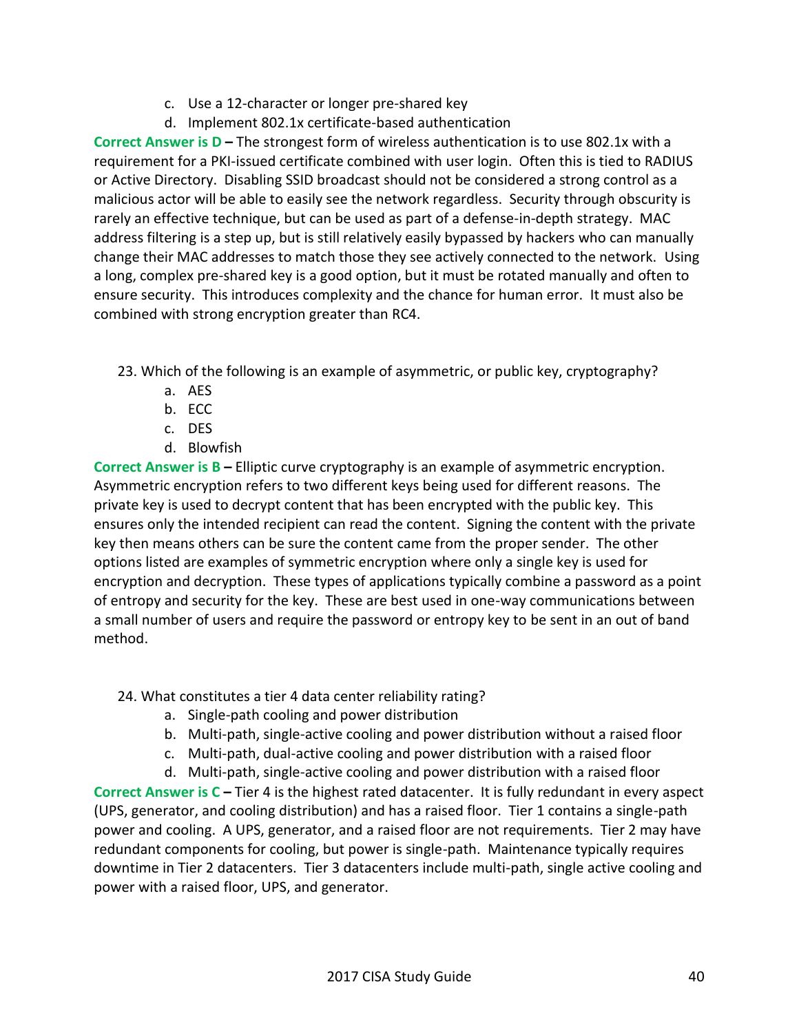c. Use a 12-character or longer pre-shared key
d. Implement 802.1x certificate-based authentication

**Correct Answer is D –** The strongest form of wireless authentication is to use 802.1x with a requirement for a PKI-issued certificate combined with user login. Often this is tied to RADIUS or Active Directory. Disabling SSID broadcast should not be considered a strong control as a malicious actor will be able to easily see the network regardless. Security through obscurity is rarely an effective technique, but can be used as part of a defense-in-depth strategy. MAC address filtering is a step up, but is still relatively easily bypassed by hackers who can manually change their MAC addresses to match those they see actively connected to the network. Using a long, complex pre-shared key is a good option, but it must be rotated manually and often to ensure security. This introduces complexity and the chance for human error. It must also be combined with strong encryption greater than RC4.

23. Which of the following is an example of asymmetric, or public key, cryptography?
    a. AES
    b. ECC
    c. DES
    d. Blowfish

**Correct Answer is B –** Elliptic curve cryptography is an example of asymmetric encryption. Asymmetric encryption refers to two different keys being used for different reasons. The private key is used to decrypt content that has been encrypted with the public key. This ensures only the intended recipient can read the content. Signing the content with the private key then means others can be sure the content came from the proper sender. The other options listed are examples of symmetric encryption where only a single key is used for encryption and decryption. These types of applications typically combine a password as a point of entropy and security for the key. These are best used in one-way communications between a small number of users and require the password or entropy key to be sent in an out of band method.

24. What constitutes a tier 4 data center reliability rating?
    a. Single-path cooling and power distribution
    b. Multi-path, single-active cooling and power distribution without a raised floor
    c. Multi-path, dual-active cooling and power distribution with a raised floor
    d. Multi-path, single-active cooling and power distribution with a raised floor

**Correct Answer is C –** Tier 4 is the highest rated datacenter. It is fully redundant in every aspect (UPS, generator, and cooling distribution) and has a raised floor. Tier 1 contains a single-path power and cooling. A UPS, generator, and a raised floor are not requirements. Tier 2 may have redundant components for cooling, but power is single-path. Maintenance typically requires downtime in Tier 2 datacenters. Tier 3 datacenters include multi-path, single active cooling and power with a raised floor, UPS, and generator.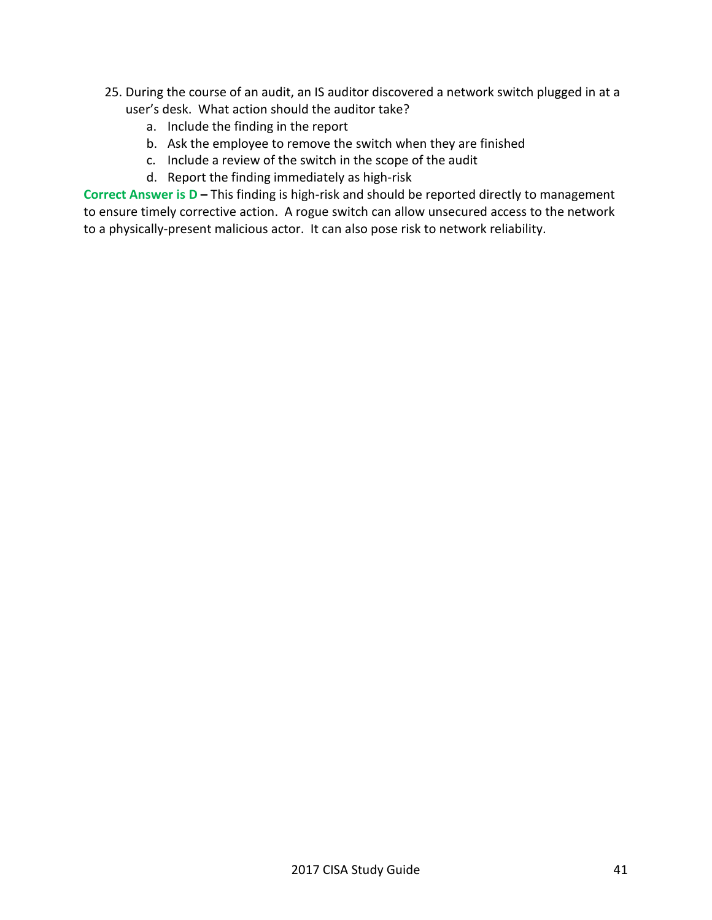25. During the course of an audit, an IS auditor discovered a network switch plugged in at a user's desk. What action should the auditor take?
    a. Include the finding in the report
    b. Ask the employee to remove the switch when they are finished
    c. Include a review of the switch in the scope of the audit
    d. Report the finding immediately as high-risk

**Correct Answer is D –** This finding is high-risk and should be reported directly to management to ensure timely corrective action. A rogue switch can allow unsecured access to the network to a physically-present malicious actor. It can also pose risk to network reliability.